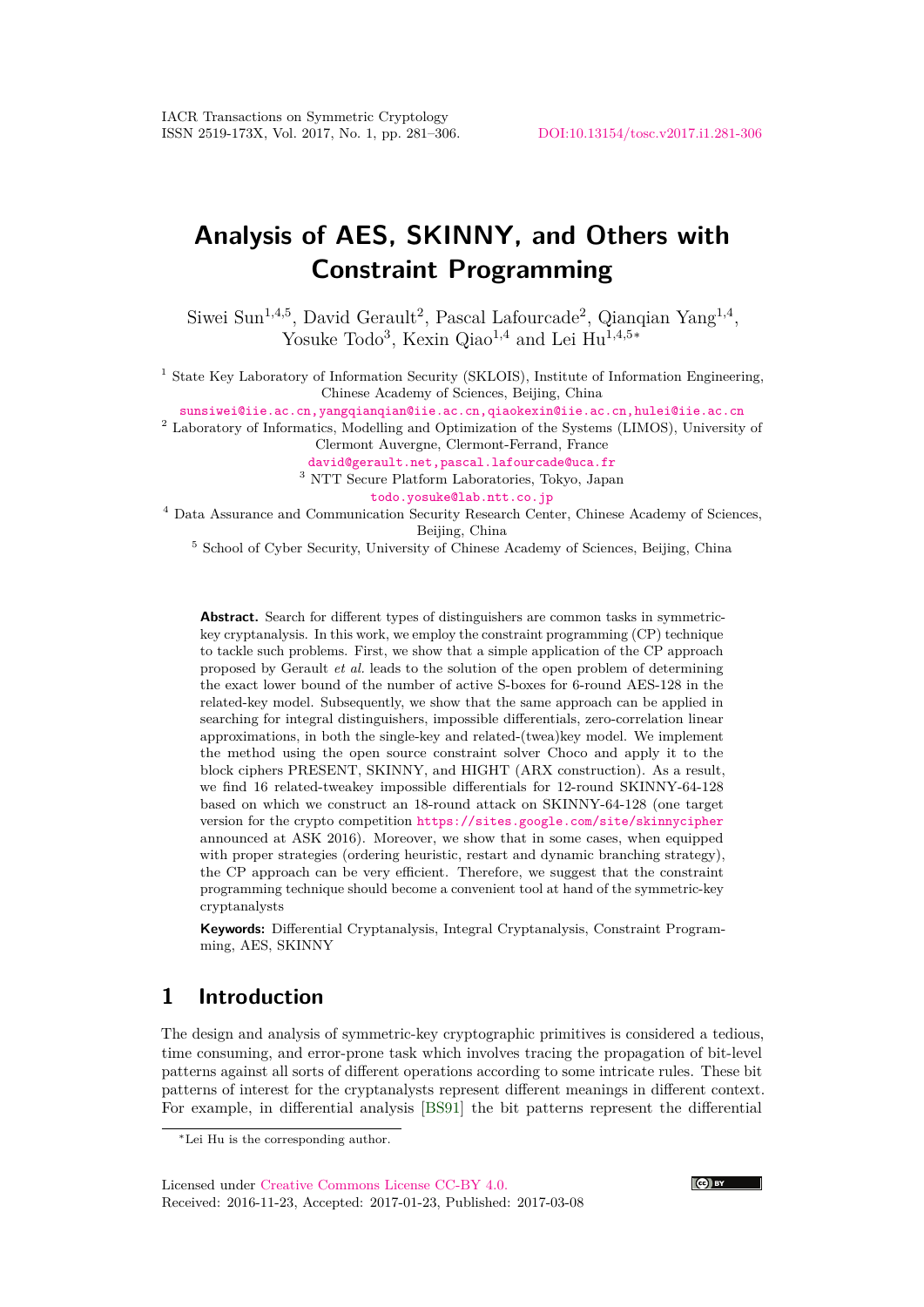# Analysis of AES, SKINNY, and Others with Constraint Programming

Siwei Sun[1,4,5], David Gerault[2], Pascal Lafourcade[2], Qianqian Yang[1,4], Yosuke Todo[3], Kexin Qiao[1,4] and Lei Hu[1,4,5*]

[1] State Key Laboratory of Information Security (SKLOIS), Institute of Information Engineering, Chinese Academy of Sciences, Beijing, China
sunsiwei@iie.ac.cn,yangqianqian@iie.ac.cn,qiaokexin@iie.ac.cn,hulei@iie.ac.cn

[2] Laboratory of Informatics, Modelling and Optimization of the Systems (LIMOS), University of Clermont Auvergne, Clermont-Ferrand, France
david@gerault.net,pascal.lafourcade@uca.fr

[3] NTT Secure Platform Laboratories, Tokyo, Japan
todo.yosuke@lab.ntt.co.jp

[4] Data Assurance and Communication Security Research Center, Chinese Academy of Sciences, Beijing, China

[5] School of Cyber Security, University of Chinese Academy of Sciences, Beijing, China

**Abstract.** Search for different types of distinguishers are common tasks in symmetric-key cryptanalysis. In this work, we employ the constraint programming (CP) technique to tackle such problems. First, we show that a simple application of the CP approach proposed by Gerault *et al.* leads to the solution of the open problem of determining the exact lower bound of the number of active S-boxes for 6-round AES-128 in the related-key model. Subsequently, we show that the same approach can be applied in searching for integral distinguishers, impossible differentials, zero-correlation linear approximations, in both the single-key and related-(twea)key model. We implement the method using the open source constraint solver Choco and apply it to the block ciphers PRESENT, SKINNY, and HIGHT (ARX construction). As a result, we find 16 related-tweakey impossible differentials for 12-round SKINNY-64-128 based on which we construct an 18-round attack on SKINNY-64-128 (one target version for the crypto competition https://sites.google.com/site/skinnycipher announced at ASK 2016). Moreover, we show that in some cases, when equipped with proper strategies (ordering heuristic, restart and dynamic branching strategy), the CP approach can be very efficient. Therefore, we suggest that the constraint programming technique should become a convenient tool at hand of the symmetric-key cryptanalysts

**Keywords:** Differential Cryptanalysis, Integral Cryptanalysis, Constraint Programming, AES, SKINNY

## 1 Introduction

The design and analysis of symmetric-key cryptographic primitives is considered a tedious, time consuming, and error-prone task which involves tracing the propagation of bit-level patterns against all sorts of different operations according to some intricate rules. These bit patterns of interest for the cryptanalysts represent different meanings in different context. For example, in differential analysis [BS91] the bit patterns represent the differential

*Lei Hu is the corresponding author.

Licensed under Creative Commons License CC-BY 4.0.
Received: 2016-11-23, Accepted: 2017-01-23, Published: 2017-03-08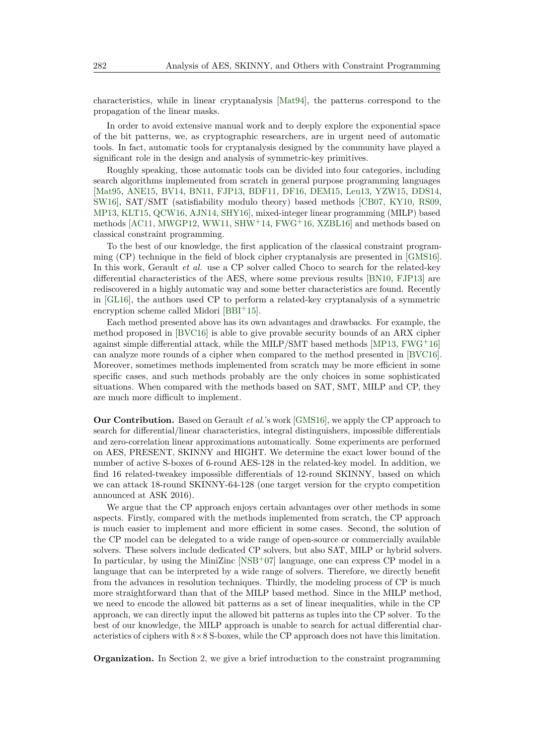characteristics, while in linear cryptanalysis [Mat94], the patterns correspond to the propagation of the linear masks.

In order to avoid extensive manual work and to deeply explore the exponential space of the bit patterns, we, as cryptographic researchers, are in urgent need of automatic tools. In fact, automatic tools for cryptanalysis designed by the community have played a significant role in the design and analysis of symmetric-key primitives.

Roughly speaking, those automatic tools can be divided into four categories, including search algorithms implemented from scratch in general purpose programming languages [Mat95, ANE15, BV14, BN11, FJP13, BDF11, DF16, DEM15, Leu13, YZW15, DDS14, SW16], SAT/SMT (satisfiability modulo theory) based methods [CB07, KY10, RS09, MP13, KLT15, QCW16, AJN14, SHY16], mixed-integer linear programming (MILP) based methods [AC11, MWGP12, WW11, SHW+14, FWG+16, XZBL16] and methods based on classical constraint programming.

To the best of our knowledge, the first application of the classical constraint programming (CP) technique in the field of block cipher cryptanalysis are presented in [GMS16]. In this work, Gerault *et al.* use a CP solver called Choco to search for the related-key differential characteristics of the AES, where some previous results [BN10, FJP13] are rediscovered in a highly automatic way and some better characteristics are found. Recently in [GL16], the authors used CP to perform a related-key cryptanalysis of a symmetric encryption scheme called Midori [BBI+15].

Each method presented above has its own advantages and drawbacks. For example, the method proposed in [BVC16] is able to give provable security bounds of an ARX cipher against simple differential attack, while the MILP/SMT based methods [MP13, FWG+16] can analyze more rounds of a cipher when compared to the method presented in [BVC16]. Moreover, sometimes methods implemented from scratch may be more efficient in some specific cases, and such methods probably are the only choices in some sophisticated situations. When compared with the methods based on SAT, SMT, MILP and CP, they are much more difficult to implement.

**Our Contribution.** Based on Gerault *et al.*'s work [GMS16], we apply the CP approach to search for differential/linear characteristics, integral distinguishers, impossible differentials and zero-correlation linear approximations automatically. Some experiments are performed on AES, PRESENT, SKINNY and HIGHT. We determine the exact lower bound of the number of active S-boxes of 6-round AES-128 in the related-key model. In addition, we find 16 related-tweakey impossible differentials of 12-round SKINNY, based on which we can attack 18-round SKINNY-64-128 (one target version for the crypto competition announced at ASK 2016).

We argue that the CP approach enjoys certain advantages over other methods in some aspects. Firstly, compared with the methods implemented from scratch, the CP approach is much easier to implement and more efficient in some cases. Second, the solution of the CP model can be delegated to a wide range of open-source or commercially available solvers. These solvers include dedicated CP solvers, but also SAT, MILP or hybrid solvers. In particular, by using the MiniZinc [NSB+07] language, one can express CP model in a language that can be interpreted by a wide range of solvers. Therefore, we directly benefit from the advances in resolution techniques. Thirdly, the modeling process of CP is much more straightforward than that of the MILP based method. Since in the MILP method, we need to encode the allowed bit patterns as a set of linear inequalities, while in the CP approach, we can directly input the allowed bit patterns as tuples into the CP solver. To the best of our knowledge, the MILP approach is unable to search for actual differential characteristics of ciphers with $8\times 8$ S-boxes, while the CP approach does not have this limitation.

**Organization.** In Section 2, we give a brief introduction to the constraint programming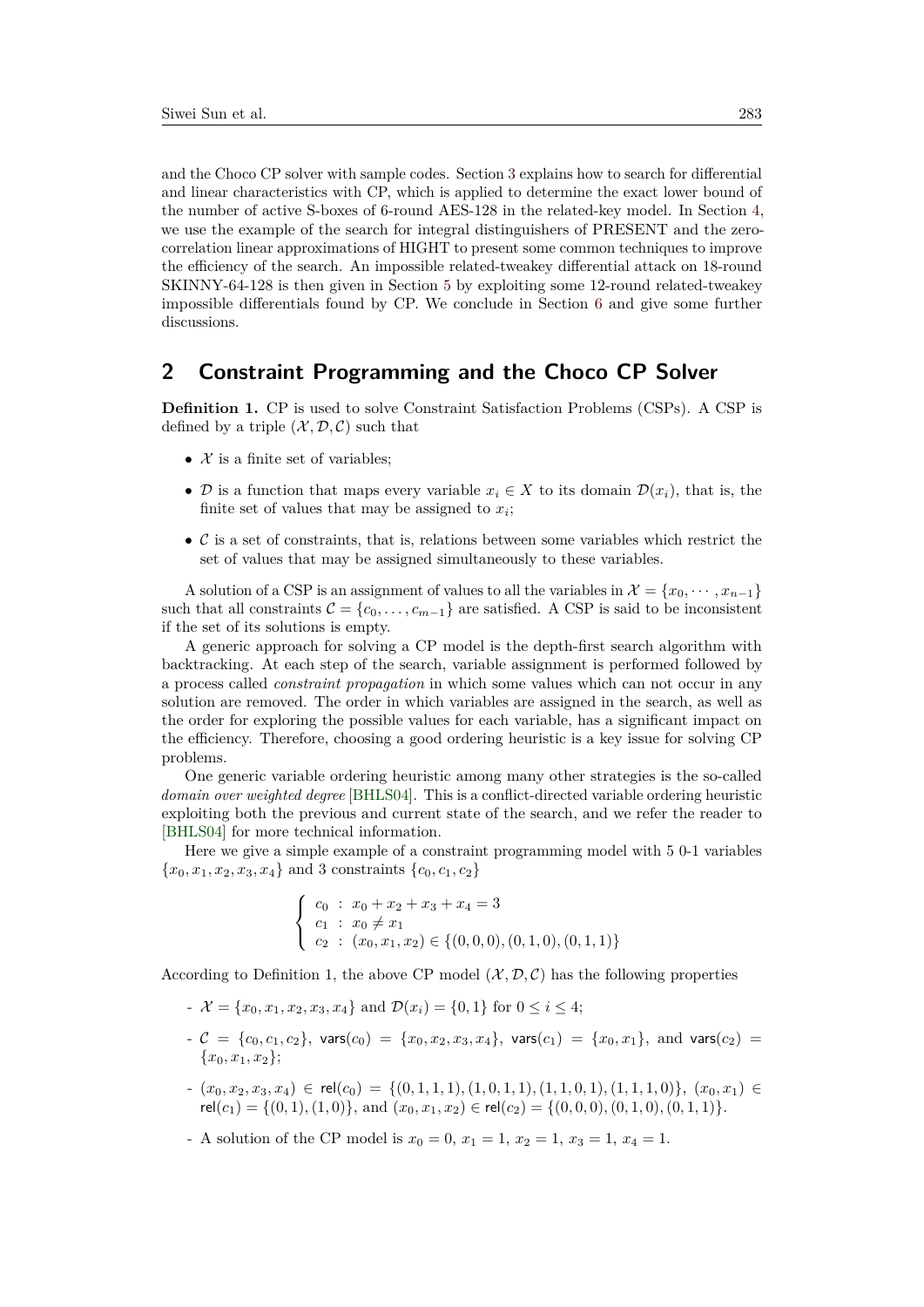and the Choco CP solver with sample codes. Section 3 explains how to search for differential and linear characteristics with CP, which is applied to determine the exact lower bound of the number of active S-boxes of 6-round AES-128 in the related-key model. In Section 4, we use the example of the search for integral distinguishers of PRESENT and the zero-correlation linear approximations of HIGHT to present some common techniques to improve the efficiency of the search. An impossible related-tweakey differential attack on 18-round SKINNY-64-128 is then given in Section 5 by exploiting some 12-round related-tweakey impossible differentials found by CP. We conclude in Section 6 and give some further discussions.

## 2 Constraint Programming and the Choco CP Solver

**Definition 1.** CP is used to solve Constraint Satisfaction Problems (CSPs). A CSP is defined by a triple $(\mathcal{X}, \mathcal{D}, \mathcal{C})$ such that

- $\mathcal{X}$ is a finite set of variables;
- $\mathcal{D}$ is a function that maps every variable $x_i \in X$ to its domain $\mathcal{D}(x_i)$, that is, the finite set of values that may be assigned to $x_i$;
- $\mathcal{C}$ is a set of constraints, that is, relations between some variables which restrict the set of values that may be assigned simultaneously to these variables.

A solution of a CSP is an assignment of values to all the variables in $\mathcal{X} = \{x_0, \cdots, x_{n-1}\}$ such that all constraints $\mathcal{C} = \{c_0, \ldots, c_{m-1}\}$ are satisfied. A CSP is said to be inconsistent if the set of its solutions is empty.

A generic approach for solving a CP model is the depth-first search algorithm with backtracking. At each step of the search, variable assignment is performed followed by a process called *constraint propagation* in which some values which can not occur in any solution are removed. The order in which variables are assigned in the search, as well as the order for exploring the possible values for each variable, has a significant impact on the efficiency. Therefore, choosing a good ordering heuristic is a key issue for solving CP problems.

One generic variable ordering heuristic among many other strategies is the so-called *domain over weighted degree* [BHLS04]. This is a conflict-directed variable ordering heuristic exploiting both the previous and current state of the search, and we refer the reader to [BHLS04] for more technical information.

Here we give a simple example of a constraint programming model with 5 0-1 variables $\{x_0, x_1, x_2, x_3, x_4\}$ and 3 constraints $\{c_0, c_1, c_2\}$

$$
\begin{cases}
c_0 \ : \ x_0 + x_2 + x_3 + x_4 = 3 \\
c_1 \ : \ x_0 \neq x_1 \\
c_2 \ : \ (x_0, x_1, x_2) \in \{(0,0,0), (0,1,0), (0,1,1)\}
\end{cases}
$$

According to Definition 1, the above CP model $(\mathcal{X}, \mathcal{D}, \mathcal{C})$ has the following properties

- $\mathcal{X} = \{x_0, x_1, x_2, x_3, x_4\}$ and $\mathcal{D}(x_i) = \{0, 1\}$ for $0 \leq i \leq 4$;
- $\mathcal{C} = \{c_0, c_1, c_2\}$, $\mathsf{vars}(c_0) = \{x_0, x_2, x_3, x_4\}$, $\mathsf{vars}(c_1) = \{x_0, x_1\}$, and $\mathsf{vars}(c_2) = \{x_0, x_1, x_2\}$;
- $(x_0, x_2, x_3, x_4) \in \mathsf{rel}(c_0) = \{(0,1,1,1), (1,0,1,1), (1,1,0,1), (1,1,1,0)\}$, $(x_0, x_1) \in \mathsf{rel}(c_1) = \{(0,1), (1,0)\}$, and $(x_0, x_1, x_2) \in \mathsf{rel}(c_2) = \{(0,0,0), (0,1,0), (0,1,1)\}$.
- A solution of the CP model is $x_0 = 0$, $x_1 = 1$, $x_2 = 1$, $x_3 = 1$, $x_4 = 1$.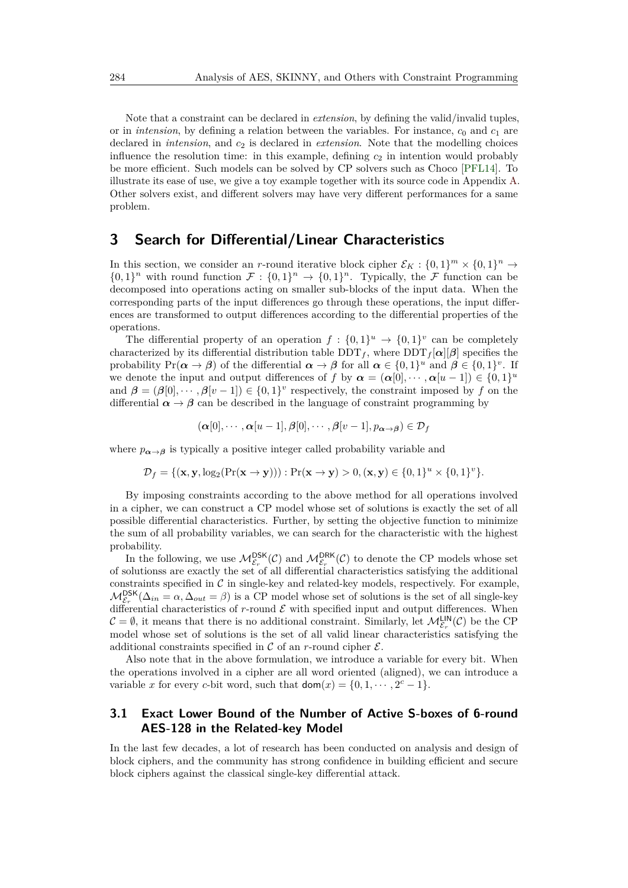Note that a constraint can be declared in *extension*, by defining the valid/invalid tuples, or in *intension*, by defining a relation between the variables. For instance, $c_0$ and $c_1$ are declared in *intension*, and $c_2$ is declared in *extension*. Note that the modelling choices influence the resolution time: in this example, defining $c_2$ in intention would probably be more efficient. Such models can be solved by CP solvers such as Choco [PFL14]. To illustrate its ease of use, we give a toy example together with its source code in Appendix A. Other solvers exist, and different solvers may have very different performances for a same problem.

## 3 Search for Differential/Linear Characteristics

In this section, we consider an $r$-round iterative block cipher $\mathcal{E}_K : \{0,1\}^m \times \{0,1\}^n \to \{0,1\}^n$ with round function $\mathcal{F} : \{0,1\}^n \to \{0,1\}^n$. Typically, the $\mathcal{F}$ function can be decomposed into operations acting on smaller sub-blocks of the input data. When the corresponding parts of the input differences go through these operations, the input differences are transformed to output differences according to the differential properties of the operations.

The differential property of an operation $f : \{0,1\}^u \to \{0,1\}^v$ can be completely characterized by its differential distribution table $\mathrm{DDT}_f$, where $\mathrm{DDT}_f[\boldsymbol{\alpha}][\boldsymbol{\beta}]$ specifies the probability $\Pr(\boldsymbol{\alpha} \to \boldsymbol{\beta})$ of the differential $\boldsymbol{\alpha} \to \boldsymbol{\beta}$ for all $\boldsymbol{\alpha} \in \{0,1\}^u$ and $\boldsymbol{\beta} \in \{0,1\}^v$. If we denote the input and output differences of $f$ by $\boldsymbol{\alpha} = (\boldsymbol{\alpha}[0], \cdots, \boldsymbol{\alpha}[u-1]) \in \{0,1\}^u$ and $\boldsymbol{\beta} = (\boldsymbol{\beta}[0], \cdots, \boldsymbol{\beta}[v-1]) \in \{0,1\}^v$ respectively, the constraint imposed by $f$ on the differential $\boldsymbol{\alpha} \to \boldsymbol{\beta}$ can be described in the language of constraint programming by

$$(\boldsymbol{\alpha}[0], \cdots, \boldsymbol{\alpha}[u-1], \boldsymbol{\beta}[0], \cdots, \boldsymbol{\beta}[v-1], p_{\boldsymbol{\alpha} \to \boldsymbol{\beta}}) \in \mathcal{D}_f$$

where $p_{\boldsymbol{\alpha} \to \boldsymbol{\beta}}$ is typically a positive integer called probability variable and

$$\mathcal{D}_f = \{(\mathbf{x}, \mathbf{y}, \log_2(\Pr(\mathbf{x} \to \mathbf{y}))) : \Pr(\mathbf{x} \to \mathbf{y}) > 0, (\mathbf{x}, \mathbf{y}) \in \{0,1\}^u \times \{0,1\}^v\}.$$

By imposing constraints according to the above method for all operations involved in a cipher, we can construct a CP model whose set of solutions is exactly the set of all possible differential characteristics. Further, by setting the objective function to minimize the sum of all probability variables, we can search for the characteristic with the highest probability.

In the following, we use $\mathcal{M}^{\mathsf{DSK}}_{\mathcal{E}_r}(\mathcal{C})$ and $\mathcal{M}^{\mathsf{DRK}}_{\mathcal{E}_r}(\mathcal{C})$ to denote the CP models whose set of solutionss are exactly the set of all differential characteristics satisfying the additional constraints specified in $\mathcal{C}$ in single-key and related-key models, respectively. For example, $\mathcal{M}^{\mathsf{DSK}}_{\mathcal{E}_r}(\Delta_{in} = \alpha, \Delta_{out} = \beta)$ is a CP model whose set of solutions is the set of all single-key differential characteristics of $r$-round $\mathcal{E}$ with specified input and output differences. When $\mathcal{C} = \emptyset$, it means that there is no additional constraint. Similarly, let $\mathcal{M}^{\mathsf{LIN}}_{\mathcal{E}_r}(\mathcal{C})$ be the CP model whose set of solutions is the set of all valid linear characteristics satisfying the additional constraints specified in $\mathcal{C}$ of an $r$-round cipher $\mathcal{E}$.

Also note that in the above formulation, we introduce a variable for every bit. When the operations involved in a cipher are all word oriented (aligned), we can introduce a variable $x$ for every $c$-bit word, such that $\mathsf{dom}(x) = \{0, 1, \cdots, 2^c - 1\}$.

### 3.1 Exact Lower Bound of the Number of Active S-boxes of 6-round AES-128 in the Related-key Model

In the last few decades, a lot of research has been conducted on analysis and design of block ciphers, and the community has strong confidence in building efficient and secure block ciphers against the classical single-key differential attack.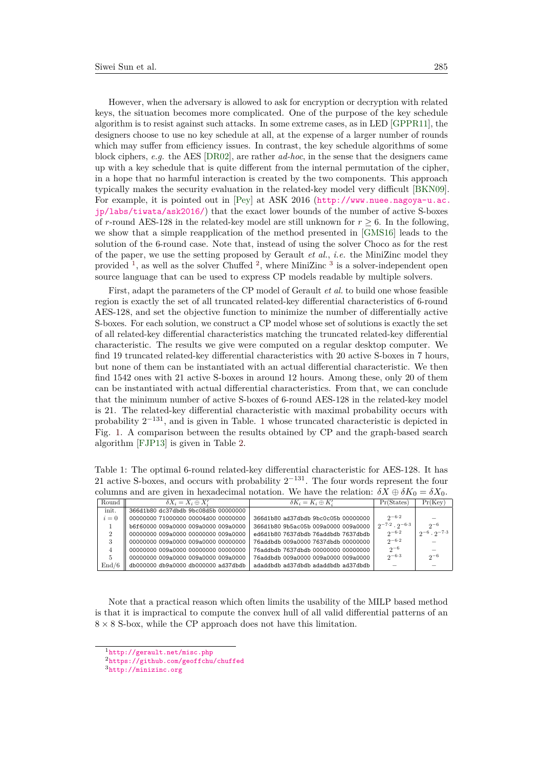However, when the adversary is allowed to ask for encryption or decryption with related keys, the situation becomes more complicated. One of the purpose of the key schedule algorithm is to resist against such attacks. In some extreme cases, as in LED [GPPR11], the designers choose to use no key schedule at all, at the expense of a larger number of rounds which may suffer from efficiency issues. In contrast, the key schedule algorithms of some block ciphers, *e.g.* the AES [DR02], are rather *ad-hoc*, in the sense that the designers came up with a key schedule that is quite different from the internal permutation of the cipher, in a hope that no harmful interaction is created by the two components. This approach typically makes the security evaluation in the related-key model very difficult [BKN09]. For example, it is pointed out in [Pey] at ASK 2016 (http://www.nuee.nagoya-u.ac.jp/labs/tiwata/ask2016/) that the exact lower bounds of the number of active S-boxes of $r$-round AES-128 in the related-key model are still unknown for $r \geq 6$. In the following, we show that a simple reapplication of the method presented in [GMS16] leads to the solution of the 6-round case. Note that, instead of using the solver Choco as for the rest of the paper, we use the setting proposed by Gerault *et al.*, *i.e.* the MiniZinc model they provided [1], as well as the solver Chuffed [2], where MiniZinc [3] is a solver-independent open source language that can be used to express CP models readable by multiple solvers.

First, adapt the parameters of the CP model of Gerault *et al.* to build one whose feasible region is exactly the set of all truncated related-key differential characteristics of 6-round AES-128, and set the objective function to minimize the number of differentially active S-boxes. For each solution, we construct a CP model whose set of solutions is exactly the set of all related-key differential characteristics matching the truncated related-key differential characteristic. The results we give were computed on a regular desktop computer. We find 19 truncated related-key differential characteristics with 20 active S-boxes in 7 hours, but none of them can be instantiated with an actual differential characteristic. We then find 1542 ones with 21 active S-boxes in around 12 hours. Among these, only 20 of them can be instantiated with actual differential characteristics. From that, we can conclude that the minimum number of active S-boxes of 6-round AES-128 in the related-key model is 21. The related-key differential characteristic with maximal probability occurs with probability $2^{-131}$, and is given in Table. 1 whose truncated characteristic is depicted in Fig. 1. A comparison between the results obtained by CP and the graph-based search algorithm [FJP13] is given in Table 2.

Table 1: The optimal 6-round related-key differential characteristic for AES-128. It has 21 active S-boxes, and occurs with probability $2^{-131}$. The four words represent the four columns and are given in hexadecimal notation. We have the relation: $\delta X \oplus \delta K_0 = \delta X_0$.

| Round | $\delta X_i = X_i \oplus X_i'$ | $\delta K_i = K_i \oplus K_i'$ | Pr(States) | Pr(Key) |
|---|---|---|---|---|
| init. | 366d1b80 dc37dbdb 9bc08d5b 00000000 | | | |
| $i = 0$ | 00000000 71000000 00004d00 00000000 | 366d1b80 ad37dbdb 9bc0c05b 00000000 | $2^{-6 \cdot 2}$ | – |
| 1 | b6f60000 009a0000 009a0000 009a0000 | 366d1b80 9b5ac05b 009a0000 009a0000 | $2^{-7 \cdot 2} \cdot 2^{-6 \cdot 3}$ | $2^{-6}$ |
| 2 | 00000000 009a0000 00000000 009a0000 | ed6d1b80 7637dbdb 76addbdb 7637dbdb | $2^{-6 \cdot 2}$ | $2^{-6} \cdot 2^{-7 \cdot 3}$ |
| 3 | 00000000 009a0000 009a0000 00000000 | 76addbdb 009a0000 7637dbdb 00000000 | $2^{-6 \cdot 2}$ | – |
| 4 | 00000000 009a0000 00000000 00000000 | 76addbdb 7637dbdb 00000000 00000000 | $2^{-6}$ | – |
| 5 | 00000000 009a0000 009a0000 009a0000 | 76addbdb 009a0000 009a0000 009a0000 | $2^{-6 \cdot 3}$ | $2^{-6}$ |
| End/6 | db000000 db9a0000 db000000 ad37dbdb | adaddbdb ad37dbdb adaddbdb ad37dbdb | – | – |

Note that a practical reason which often limits the usability of the MILP based method is that it is impractical to compute the convex hull of all valid differential patterns of an $8 \times 8$ S-box, while the CP approach does not have this limitation.

[1] http://gerault.net/misc.php

[2] https://github.com/geoffchu/chuffed

[3] http://minizinc.org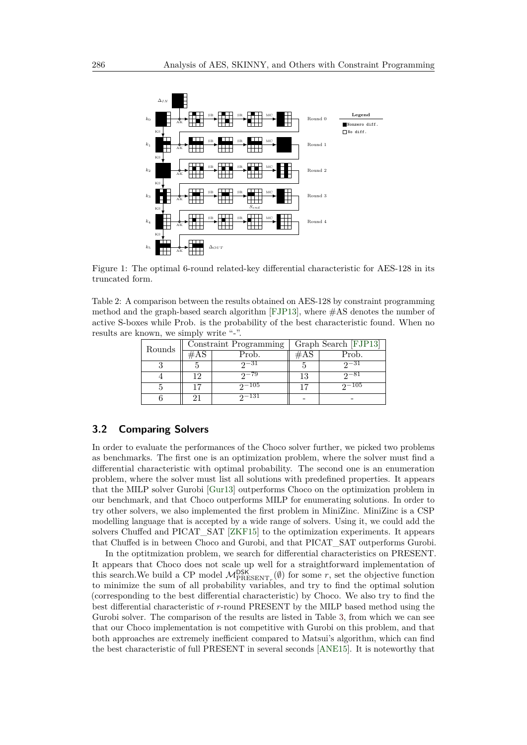Figure 1: The optimal 6-round related-key differential characteristic for AES-128 in its truncated form.

Table 2: A comparison between the results obtained on AES-128 by constraint programming method and the graph-based search algorithm [FJP13], where #AS denotes the number of active S-boxes while Prob. is the probability of the best characteristic found. When no results are known, we simply write "-".

| Rounds | Constraint Programming | | Graph Search [FJP13] | |
|---|---|---|---|---|
| | #AS | Prob. | #AS | Prob. |
| 3 | 5 | $2^{-31}$ | 5 | $2^{-31}$ |
| 4 | 12 | $2^{-79}$ | 13 | $2^{-81}$ |
| 5 | 17 | $2^{-105}$ | 17 | $2^{-105}$ |
| 6 | 21 | $2^{-131}$ | - | - |

### 3.2 Comparing Solvers

In order to evaluate the performances of the Choco solver further, we picked two problems as benchmarks. The first one is an optimization problem, where the solver must find a differential characteristic with optimal probability. The second one is an enumeration problem, where the solver must list all solutions with predefined properties. It appears that the MILP solver Gurobi [Gur13] outperforms Choco on the optimization problem in our benchmark, and that Choco outperforms MILP for enumerating solutions. In order to try other solvers, we also implemented the first problem in MiniZinc. MiniZinc is a CSP modelling language that is accepted by a wide range of solvers. Using it, we could add the solvers Chuffed and PICAT_SAT [ZKF15] to the optimization experiments. It appears that Chuffed is in between Choco and Gurobi, and that PICAT_SAT outperforms Gurobi.

In the optitmization problem, we search for differential characteristics on PRESENT. It appears that Choco does not scale up well for a straightforward implementation of this search.We build a CP model $\mathcal{M}^{\mathsf{DSK}}_{\mathrm{PRESENT}_r}(\emptyset)$ for some $r$, set the objective function to minimize the sum of all probability variables, and try to find the optimal solution (corresponding to the best differential characteristic) by Choco. We also try to find the best differential characteristic of $r$-round PRESENT by the MILP based method using the Gurobi solver. The comparison of the results are listed in Table 3, from which we can see that our Choco implementation is not competitive with Gurobi on this problem, and that both approaches are extremely inefficient compared to Matsui's algorithm, which can find the best characteristic of full PRESENT in several seconds [ANE15]. It is noteworthy that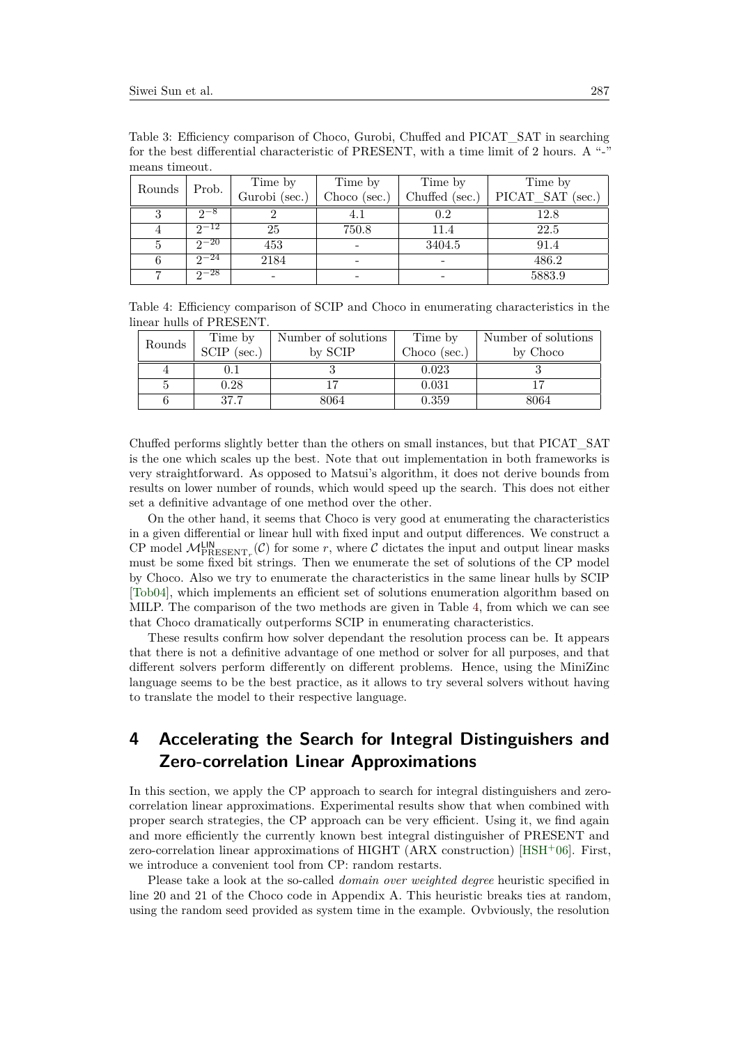Table 3: Efficiency comparison of Choco, Gurobi, Chuffed and PICAT_SAT in searching for the best differential characteristic of PRESENT, with a time limit of 2 hours. A "-" means timeout.

| Rounds | Prob. | Time by Gurobi (sec.) | Time by Choco (sec.) | Time by Chuffed (sec.) | Time by PICAT_SAT (sec.) |
|---|---|---|---|---|---|
| 3 | $2^{-8}$ | 2 | 4.1 | 0.2 | 12.8 |
| 4 | $2^{-12}$ | 25 | 750.8 | 11.4 | 22.5 |
| 5 | $2^{-20}$ | 453 | - | 3404.5 | 91.4 |
| 6 | $2^{-24}$ | 2184 | - | - | 486.2 |
| 7 | $2^{-28}$ | - | - | - | 5883.9 |

Table 4: Efficiency comparison of SCIP and Choco in enumerating characteristics in the linear hulls of PRESENT.

| Rounds | Time by SCIP (sec.) | Number of solutions by SCIP | Time by Choco (sec.) | Number of solutions by Choco |
|---|---|---|---|---|
| 4 | 0.1 | 3 | 0.023 | 3 |
| 5 | 0.28 | 17 | 0.031 | 17 |
| 6 | 37.7 | 8064 | 0.359 | 8064 |

Chuffed performs slightly better than the others on small instances, but that PICAT_SAT is the one which scales up the best. Note that out implementation in both frameworks is very straightforward. As opposed to Matsui's algorithm, it does not derive bounds from results on lower number of rounds, which would speed up the search. This does not either set a definitive advantage of one method over the other.

On the other hand, it seems that Choco is very good at enumerating the characteristics in a given differential or linear hull with fixed input and output differences. We construct a CP model $\mathcal{M}^{\mathsf{LIN}}_{\text{PRESENT}_r}(\mathcal{C})$ for some $r$, where $\mathcal{C}$ dictates the input and output linear masks must be some fixed bit strings. Then we enumerate the set of solutions of the CP model by Choco. Also we try to enumerate the characteristics in the same linear hulls by SCIP [Tob04], which implements an efficient set of solutions enumeration algorithm based on MILP. The comparison of the two methods are given in Table 4, from which we can see that Choco dramatically outperforms SCIP in enumerating characteristics.

These results confirm how solver dependant the resolution process can be. It appears that there is not a definitive advantage of one method or solver for all purposes, and that different solvers perform differently on different problems. Hence, using the MiniZinc language seems to be the best practice, as it allows to try several solvers without having to translate the model to their respective language.

## 4 Accelerating the Search for Integral Distinguishers and Zero-correlation Linear Approximations

In this section, we apply the CP approach to search for integral distinguishers and zero-correlation linear approximations. Experimental results show that when combined with proper search strategies, the CP approach can be very efficient. Using it, we find again and more efficiently the currently known best integral distinguisher of PRESENT and zero-correlation linear approximations of HIGHT (ARX construction) [HSH+06]. First, we introduce a convenient tool from CP: random restarts.

Please take a look at the so-called *domain over weighted degree* heuristic specified in line 20 and 21 of the Choco code in Appendix A. This heuristic breaks ties at random, using the random seed provided as system time in the example. Ovbviously, the resolution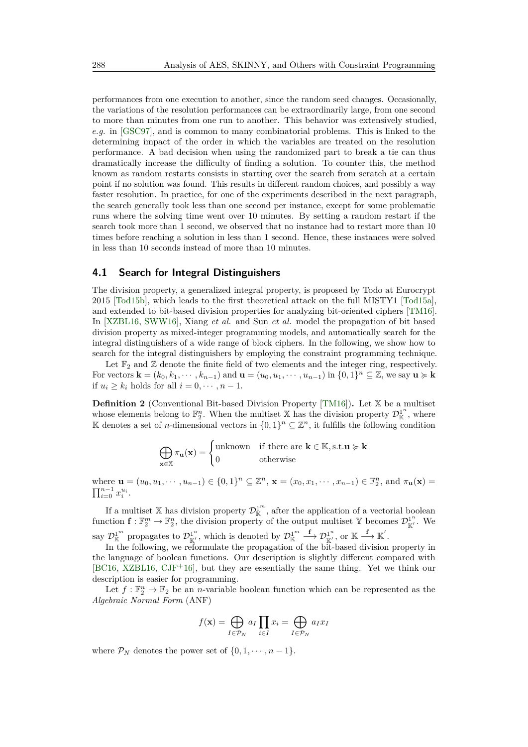performances from one execution to another, since the random seed changes. Occasionally, the variations of the resolution performances can be extraordinarily large, from one second to more than minutes from one run to another. This behavior was extensively studied, *e.g.* in [GSC97], and is common to many combinatorial problems. This is linked to the determining impact of the order in which the variables are treated on the resolution performance. A bad decision when using the randomized part to break a tie can thus dramatically increase the difficulty of finding a solution. To counter this, the method known as random restarts consists in starting over the search from scratch at a certain point if no solution was found. This results in different random choices, and possibly a way faster resolution. In practice, for one of the experiments described in the next paragraph, the search generally took less than one second per instance, except for some problematic runs where the solving time went over 10 minutes. By setting a random restart if the search took more than 1 second, we observed that no instance had to restart more than 10 times before reaching a solution in less than 1 second. Hence, these instances were solved in less than 10 seconds instead of more than 10 minutes.

## 4.1 Search for Integral Distinguishers

The division property, a generalized integral property, is proposed by Todo at Eurocrypt 2015 [Tod15b], which leads to the first theoretical attack on the full MISTY1 [Tod15a], and extended to bit-based division properties for analyzing bit-oriented ciphers [TM16]. In [XZBL16, SWW16], Xiang *et al.* and Sun *et al.* model the propagation of bit based division property as mixed-integer programming models, and automatically search for the integral distinguishers of a wide range of block ciphers. In the following, we show how to search for the integral distinguishers by employing the constraint programming technique.

Let $\mathbb{F}_2$ and $\mathbb{Z}$ denote the finite field of two elements and the integer ring, respectively. For vectors $\mathbf{k} = (k_0, k_1, \cdots, k_{n-1})$ and $\mathbf{u} = (u_0, u_1, \cdots, u_{n-1})$ in $\{0,1\}^n \subseteq \mathbb{Z}$, we say $\mathbf{u} \succcurlyeq \mathbf{k}$ if $u_i \geq k_i$ holds for all $i = 0, \cdots, n-1$.

**Definition 2** (Conventional Bit-based Division Property [TM16])**.** Let $\mathbb{X}$ be a multiset whose elements belong to $\mathbb{F}_2^n$. When the multiset $\mathbb{X}$ has the division property $\mathcal{D}_{\mathbb{K}}^{1^n}$, where $\mathbb{K}$ denotes a set of $n$-dimensional vectors in $\{0,1\}^n \subseteq \mathbb{Z}^n$, it fulfills the following condition

$$\bigoplus_{\mathbf{x} \in \mathbb{X}} \pi_{\mathbf{u}}(\mathbf{x}) = \begin{cases} \text{unknown} & \text{if there are } \mathbf{k} \in \mathbb{K}, \text{s.t.} \mathbf{u} \succcurlyeq \mathbf{k} \\ 0 & \text{otherwise} \end{cases}$$

where $\mathbf{u} = (u_0, u_1, \cdots, u_{n-1}) \in \{0,1\}^n \subseteq \mathbb{Z}^n$, $\mathbf{x} = (x_0, x_1, \cdots, x_{n-1}) \in \mathbb{F}_2^n$, and $\pi_{\mathbf{u}}(\mathbf{x}) = \prod_{i=0}^{n-1} x_i^{u_i}$.

If a multiset $\mathbb{X}$ has division property $\mathcal{D}_{\mathbb{K}}^{1^m}$, after the application of a vectorial boolean function $\mathbf{f} : \mathbb{F}_2^m \to \mathbb{F}_2^n$, the division property of the output multiset $\mathbb{Y}$ becomes $\mathcal{D}_{\mathbb{K}'}^{1^n}$. We say $\mathcal{D}_{\mathbb{K}}^{1^m}$ propagates to $\mathcal{D}_{\mathbb{K}'}^{1^n}$, which is denoted by $\mathcal{D}_{\mathbb{K}}^{1^m} \xrightarrow{\mathbf{f}} \mathcal{D}_{\mathbb{K}'}^{1^n}$, or $\mathbb{K} \xrightarrow{\mathbf{f}} \mathbb{K}'$.

In the following, we reformulate the propagation of the bit-based division property in the language of boolean functions. Our description is slightly different compared with [BC16, XZBL16, CJF+16], but they are essentially the same thing. Yet we think our description is easier for programming.

Let $f : \mathbb{F}_2^n \to \mathbb{F}_2$ be an $n$-variable boolean function which can be represented as the *Algebraic Normal Form* (ANF)

$$f(\mathbf{x}) = \bigoplus_{I \in \mathcal{P}_N} a_I \prod_{i \in I} x_i = \bigoplus_{I \in \mathcal{P}_N} a_I x_I$$

where $\mathcal{P}_N$ denotes the power set of $\{0, 1, \cdots, n-1\}$.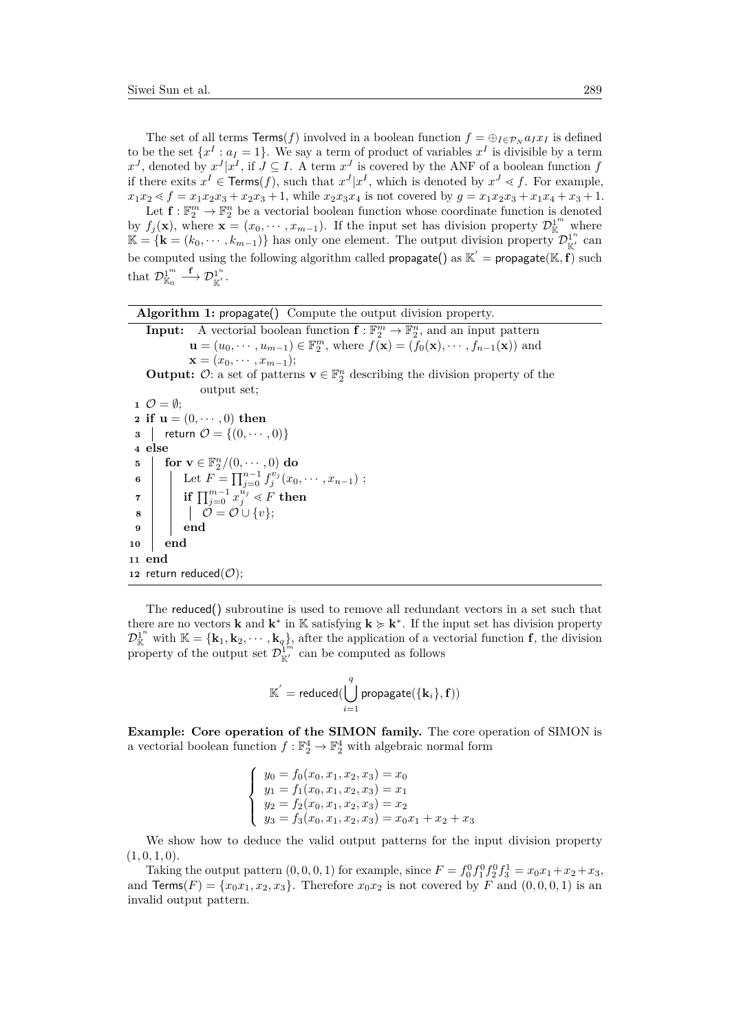The set of all terms $\mathsf{Terms}(f)$ involved in a boolean function $f = \oplus_{I\in\mathcal{P}_N} a_I x_I$ is defined to be the set $\{x^I : a_I = 1\}$. We say a term of product of variables $x^I$ is divisible by a term $x^J$, denoted by $x^J|x^I$, if $J \subseteq I$. A term $x^J$ is covered by the ANF of a boolean function $f$ if there exits $x^I \in \mathsf{Terms}(f)$, such that $x^J|x^I$, which is denoted by $x^J \lessdot f$. For example, $x_1x_2 \lessdot f = x_1x_2x_3 + x_2x_3 + 1$, while $x_2x_3x_4$ is not covered by $g = x_1x_2x_3 + x_1x_4 + x_3 + 1$.

Let $\mathbf{f} : \mathbb{F}_2^m \to \mathbb{F}_2^n$ be a vectorial boolean function whose coordinate function is denoted by $f_j(\mathbf{x})$, where $\mathbf{x} = (x_0, \cdots, x_{m-1})$. If the input set has division property $\mathcal{D}_{\mathbb{K}}^{1^m}$ where $\mathbb{K} = \{\mathbf{k} = (k_0, \cdots, k_{m-1})\}$ has only one element. The output division property $\mathcal{D}_{\mathbb{K}'}^{1^n}$ can be computed using the following algorithm called $\mathsf{propagate}()$ as $\mathbb{K}' = \mathsf{propagate}(\mathbb{K}, \mathbf{f})$ such that $\mathcal{D}_{\mathbb{K}_0}^{1^m} \xrightarrow{\mathbf{f}} \mathcal{D}_{\mathbb{K}'}^{1^n}$.

**Algorithm 1:** propagate() Compute the output division property.

**Input:** A vectorial boolean function $\mathbf{f} : \mathbb{F}_2^m \to \mathbb{F}_2^n$, and an input pattern $\mathbf{u} = (u_0, \cdots, u_{m-1}) \in \mathbb{F}_2^m$, where $f(\mathbf{x}) = (f_0(\mathbf{x}), \cdots, f_{n-1}(\mathbf{x}))$ and $\mathbf{x} = (x_0, \cdots, x_{m-1})$;

**Output:** $\mathcal{O}$: a set of patterns $\mathbf{v} \in \mathbb{F}_2^n$ describing the division property of the output set;

```
1  O = ∅;
2  if u = (0, ··· , 0) then
3  |  return O = {(0, ··· , 0)}
4  else
5  |  for v ∈ F_2^n/(0, ··· , 0) do
6  |  |  Let F = ∏_{j=0}^{n-1} f_j^{v_j}(x_0, ··· , x_{n-1}) ;
7  |  |  if ∏_{j=0}^{m-1} x_j^{u_j} ⋖ F then
8  |  |  |  O = O ∪ {v};
9  |  |  end
10 |  end
11 end
12 return reduced(O);
```

The $\mathsf{reduced}()$ subroutine is used to remove all redundant vectors in a set such that there are no vectors $\mathbf{k}$ and $\mathbf{k}^*$ in $\mathbb{K}$ satisfying $\mathbf{k} \succcurlyeq \mathbf{k}^*$. If the input set has division property $\mathcal{D}_{\mathbb{K}}^{1^n}$ with $\mathbb{K} = \{\mathbf{k}_1, \mathbf{k}_2, \cdots, \mathbf{k}_q\}$, after the application of a vectorial function $\mathbf{f}$, the division property of the output set $\mathcal{D}_{\mathbb{K}'}^{1^m}$ can be computed as follows

$$\mathbb{K}' = \mathsf{reduced}(\bigcup_{i=1}^{q} \mathsf{propagate}(\{\mathbf{k}_i\}, \mathbf{f}))$$

**Example: Core operation of the SIMON family.** The core operation of SIMON is a vectorial boolean function $f : \mathbb{F}_2^4 \to \mathbb{F}_2^4$ with algebraic normal form

$$\begin{cases} y_0 = f_0(x_0, x_1, x_2, x_3) = x_0 \\ y_1 = f_1(x_0, x_1, x_2, x_3) = x_1 \\ y_2 = f_2(x_0, x_1, x_2, x_3) = x_2 \\ y_3 = f_3(x_0, x_1, x_2, x_3) = x_0x_1 + x_2 + x_3 \end{cases}$$

We show how to deduce the valid output patterns for the input division property $(1, 0, 1, 0)$.

Taking the output pattern $(0, 0, 0, 1)$ for example, since $F = f_0^0 f_1^0 f_2^0 f_3^1 = x_0x_1 + x_2 + x_3$, and $\mathsf{Terms}(F) = \{x_0x_1, x_2, x_3\}$. Therefore $x_0x_2$ is not covered by $F$ and $(0, 0, 0, 1)$ is an invalid output pattern.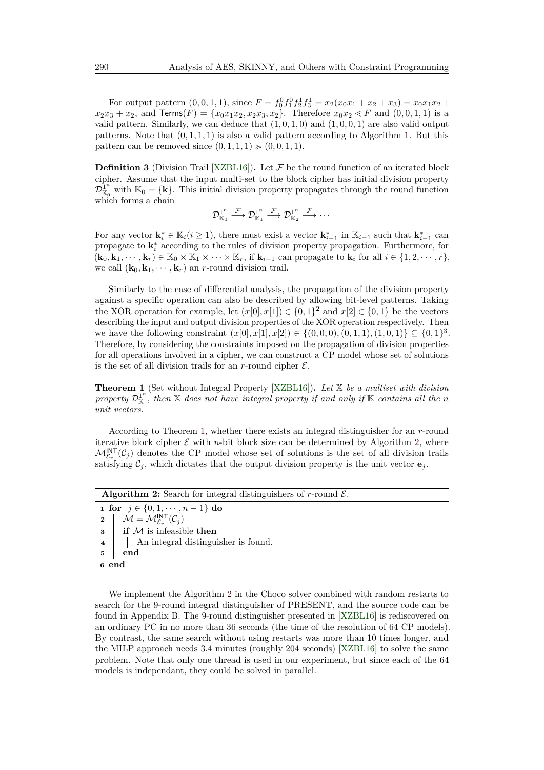For output pattern $(0,0,1,1)$, since $F = f_0^0 f_1^0 f_2^1 f_3^1 = x_2(x_0x_1 + x_2 + x_3) = x_0x_1x_2 + x_2x_3 + x_2$, and $\mathsf{Terms}(F) = \{x_0x_1x_2, x_2x_3, x_2\}$. Therefore $x_0x_2 \lessdot F$ and $(0,0,1,1)$ is a valid pattern. Similarly, we can deduce that $(1,0,1,0)$ and $(1,0,0,1)$ are also valid output patterns. Note that $(0,1,1,1)$ is also a valid pattern according to Algorithm 1. But this pattern can be removed since $(0,1,1,1) \succcurlyeq (0,0,1,1)$.

**Definition 3** (Division Trail [XZBL16])**.** Let $\mathcal{F}$ be the round function of an iterated block cipher. Assume that the input multi-set to the block cipher has initial division property $\mathcal{D}_{\mathbb{K}_0}^{1^n}$ with $\mathbb{K}_0 = \{\mathbf{k}\}$. This initial division property propagates through the round function which forms a chain

$$\mathcal{D}_{\mathbb{K}_0}^{1^n} \xrightarrow{\mathcal{F}} \mathcal{D}_{\mathbb{K}_1}^{1^n} \xrightarrow{\mathcal{F}} \mathcal{D}_{\mathbb{K}_2}^{1^n} \xrightarrow{\mathcal{F}} \cdots$$

For any vector $\mathbf{k}_i^* \in \mathbb{K}_i (i \geq 1)$, there must exist a vector $\mathbf{k}_{i-1}^*$ in $\mathbb{K}_{i-1}$ such that $\mathbf{k}_{i-1}^*$ can propagate to $\mathbf{k}_i^*$ according to the rules of division property propagation. Furthermore, for $(\mathbf{k}_0, \mathbf{k}_1, \cdots, \mathbf{k}_r) \in \mathbb{K}_0 \times \mathbb{K}_1 \times \cdots \times \mathbb{K}_r$, if $\mathbf{k}_{i-1}$ can propagate to $\mathbf{k}_i$ for all $i \in \{1, 2, \cdots, r\}$, we call $(\mathbf{k}_0, \mathbf{k}_1, \cdots, \mathbf{k}_r)$ an $r$-round division trail.

Similarly to the case of differential analysis, the propagation of the division property against a specific operation can also be described by allowing bit-level patterns. Taking the XOR operation for example, let $(x[0], x[1]) \in \{0,1\}^2$ and $x[2] \in \{0,1\}$ be the vectors describing the input and output division properties of the XOR operation respectively. Then we have the following constraint $(x[0], x[1], x[2]) \in \{(0,0,0), (0,1,1), (1,0,1)\} \subseteq \{0,1\}^3$. Therefore, by considering the constraints imposed on the propagation of division properties for all operations involved in a cipher, we can construct a CP model whose set of solutions is the set of all division trails for an $r$-round cipher $\mathcal{E}$.

**Theorem 1** (Set without Integral Property [XZBL16])**.** *Let $\mathbb{X}$ be a multiset with division property $\mathcal{D}_{\mathbb{K}}^{1^n}$, then $\mathbb{X}$ does not have integral property if and only if $\mathbb{K}$ contains all the $n$ unit vectors.*

According to Theorem 1, whether there exists an integral distinguisher for an $r$-round iterative block cipher $\mathcal{E}$ with $n$-bit block size can be determined by Algorithm 2, where $\mathcal{M}_{\mathcal{E}_r}^{\mathsf{INT}}(\mathcal{C}_j)$ denotes the CP model whose set of solutions is the set of all division trails satisfying $\mathcal{C}_j$, which dictates that the output division property is the unit vector $\mathbf{e}_j$.

**Algorithm 2:** Search for integral distinguishers of $r$-round $\mathcal{E}$.

```
1 for j ∈ {0, 1, ··· , n − 1} do
2 |   M = M^INT_{E_r}(C_j)
3 |   if M is infeasible then
4 |   |   An integral distinguisher is found.
5 |   end
6 end
```

We implement the Algorithm 2 in the Choco solver combined with random restarts to search for the 9-round integral distinguisher of PRESENT, and the source code can be found in Appendix B. The 9-round distinguisher presented in [XZBL16] is rediscovered on an ordinary PC in no more than 36 seconds (the time of the resolution of 64 CP models). By contrast, the same search without using restarts was more than 10 times longer, and the MILP approach needs 3.4 minutes (roughly 204 seconds) [XZBL16] to solve the same problem. Note that only one thread is used in our experiment, but since each of the 64 models is independant, they could be solved in parallel.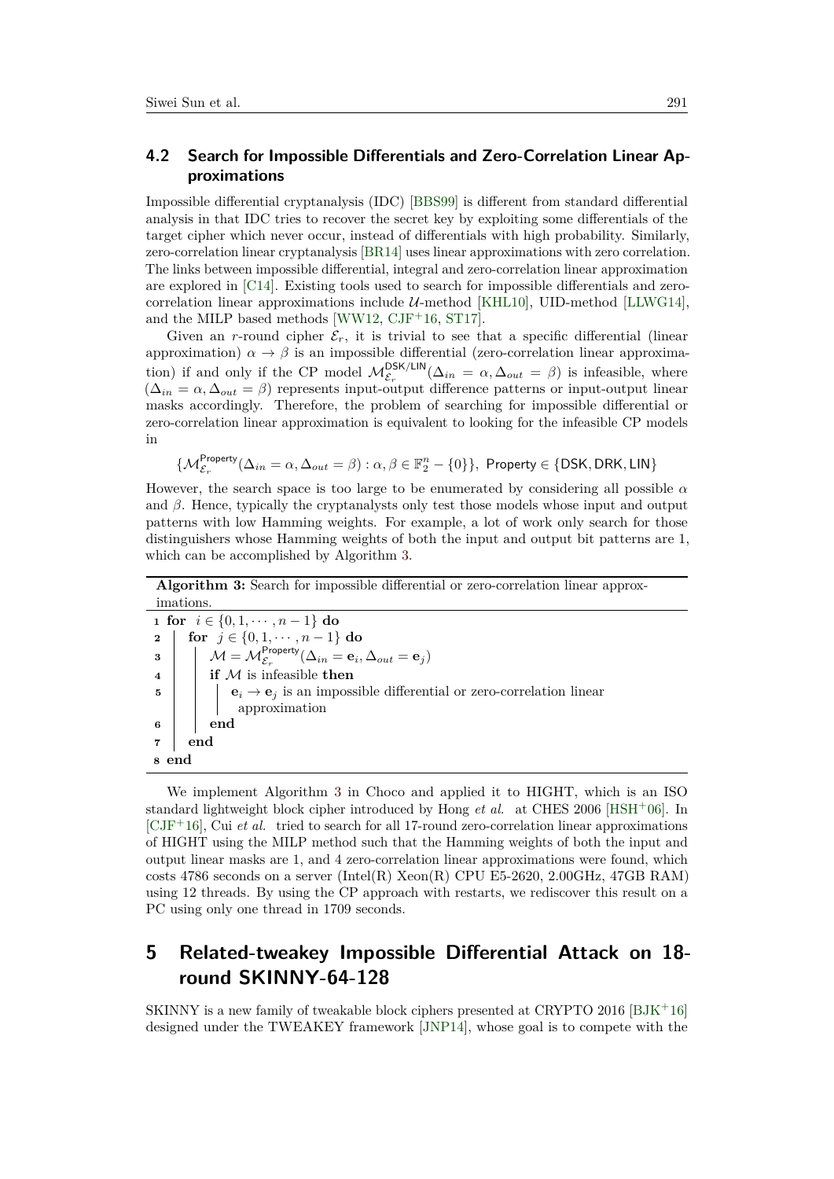### 4.2 Search for Impossible Differentials and Zero-Correlation Linear Approximations

Impossible differential cryptanalysis (IDC) [BBS99] is different from standard differential analysis in that IDC tries to recover the secret key by exploiting some differentials of the target cipher which never occur, instead of differentials with high probability. Similarly, zero-correlation linear cryptanalysis [BR14] uses linear approximations with zero correlation. The links between impossible differential, integral and zero-correlation linear approximation are explored in [C14]. Existing tools used to search for impossible differentials and zero-correlation linear approximations include $\mathcal{U}$-method [KHL10], UID-method [LLWG14], and the MILP based methods [WW12, CJF+16, ST17].

Given an $r$-round cipher $\mathcal{E}_r$, it is trivial to see that a specific differential (linear approximation) $\alpha \to \beta$ is an impossible differential (zero-correlation linear approximation) if and only if the CP model $\mathcal{M}_{\mathcal{E}_r}^{\mathsf{DSK/LIN}}(\Delta_{in} = \alpha, \Delta_{out} = \beta)$ is infeasible, where $(\Delta_{in} = \alpha, \Delta_{out} = \beta)$ represents input-output difference patterns or input-output linear masks accordingly. Therefore, the problem of searching for impossible differential or zero-correlation linear approximation is equivalent to looking for the infeasible CP models in

$$\{\mathcal{M}_{\mathcal{E}_r}^{\mathsf{Property}}(\Delta_{in} = \alpha, \Delta_{out} = \beta) : \alpha, \beta \in \mathbb{F}_2^n - \{0\}\},\ \mathsf{Property} \in \{\mathsf{DSK}, \mathsf{DRK}, \mathsf{LIN}\}$$

However, the search space is too large to be enumerated by considering all possible $\alpha$ and $\beta$. Hence, typically the cryptanalysts only test those models whose input and output patterns with low Hamming weights. For example, a lot of work only search for those distinguishers whose Hamming weights of both the input and output bit patterns are 1, which can be accomplished by Algorithm 3.

**Algorithm 3:** Search for impossible differential or zero-correlation linear approximations.

```
1 for i ∈ {0, 1, ··· , n − 1} do
2   for j ∈ {0, 1, ··· , n − 1} do
3     M = M^Property_{E_r}(Δ_in = e_i, Δ_out = e_j)
4     if M is infeasible then
5       e_i → e_j is an impossible differential or zero-correlation linear
          approximation
6     end
7   end
8 end
```

We implement Algorithm 3 in Choco and applied it to HIGHT, which is an ISO standard lightweight block cipher introduced by Hong *et al.* at CHES 2006 [HSH+06]. In [CJF+16], Cui *et al.* tried to search for all 17-round zero-correlation linear approximations of HIGHT using the MILP method such that the Hamming weights of both the input and output linear masks are 1, and 4 zero-correlation linear approximations were found, which costs 4786 seconds on a server (Intel(R) Xeon(R) CPU E5-2620, 2.00GHz, 47GB RAM) using 12 threads. By using the CP approach with restarts, we rediscover this result on a PC using only one thread in 1709 seconds.

## 5 Related-tweakey Impossible Differential Attack on 18-round SKINNY-64-128

SKINNY is a new family of tweakable block ciphers presented at CRYPTO 2016 [BJK+16] designed under the TWEAKEY framework [JNP14], whose goal is to compete with the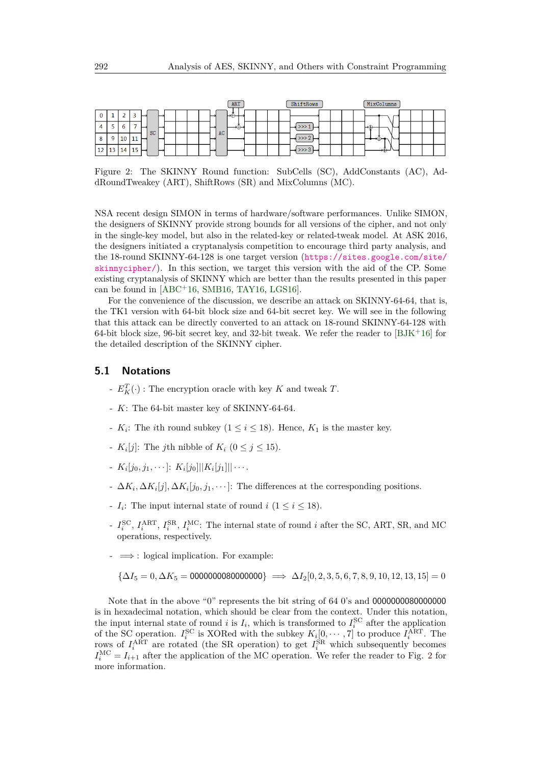Figure 2: The SKINNY Round function: SubCells (SC), AddConstants (AC), AddRoundTweakey (ART), ShiftRows (SR) and MixColumns (MC).

NSA recent design SIMON in terms of hardware/software performances. Unlike SIMON, the designers of SKINNY provide strong bounds for all versions of the cipher, and not only in the single-key model, but also in the related-key or related-tweak model. At ASK 2016, the designers initiated a cryptanalysis competition to encourage third party analysis, and the 18-round SKINNY-64-128 is one target version (https://sites.google.com/site/skinnycipher/). In this section, we target this version with the aid of the CP. Some existing cryptanalysis of SKINNY which are better than the results presented in this paper can be found in [ABC+16, SMB16, TAY16, LGS16].

For the convenience of the discussion, we describe an attack on SKINNY-64-64, that is, the TK1 version with 64-bit block size and 64-bit secret key. We will see in the following that this attack can be directly converted to an attack on 18-round SKINNY-64-128 with 64-bit block size, 96-bit secret key, and 32-bit tweak. We refer the reader to [BJK+16] for the detailed description of the SKINNY cipher.

## 5.1 Notations

- $E_K^T(\cdot)$ : The encryption oracle with key $K$ and tweak $T$.
- $K$: The 64-bit master key of SKINNY-64-64.
- $K_i$: The $i$th round subkey ($1 \leq i \leq 18$). Hence, $K_1$ is the master key.
- $K_i[j]$: The $j$th nibble of $K_i$ ($0 \leq j \leq 15$).
- $K_i[j_0, j_1, \cdots]$: $K_i[j_0]||K_i[j_1]||\cdots$.
- $\Delta K_i, \Delta K_i[j], \Delta K_i[j_0, j_1, \cdots]$: The differences at the corresponding positions.
- $I_i$: The input internal state of round $i$ ($1 \leq i \leq 18$).
- $I_i^{\text{SC}}$, $I_i^{\text{ART}}$, $I_i^{\text{SR}}$, $I_i^{\text{MC}}$: The internal state of round $i$ after the SC, ART, SR, and MC operations, respectively.
- $\Longrightarrow$ : logical implication. For example:

$$\{\Delta I_5 = 0, \Delta K_5 = \mathsf{0000000080000000}\} \implies \Delta I_2[0, 2, 3, 5, 6, 7, 8, 9, 10, 12, 13, 15] = 0$$

Note that in the above "0" represents the bit string of 64 0's and 0000000080000000 is in hexadecimal notation, which should be clear from the context. Under this notation, the input internal state of round $i$ is $I_i$, which is transformed to $I_i^{\text{SC}}$ after the application of the SC operation. $I_i^{\text{SC}}$ is XORed with the subkey $K_i[0, \cdots, 7]$ to produce $I_i^{\text{ART}}$. The rows of $I_i^{\text{ART}}$ are rotated (the SR operation) to get $I_i^{\text{SR}}$ which subsequently becomes $I_i^{\text{MC}} = I_{i+1}$ after the application of the MC operation. We refer the reader to Fig. 2 for more information.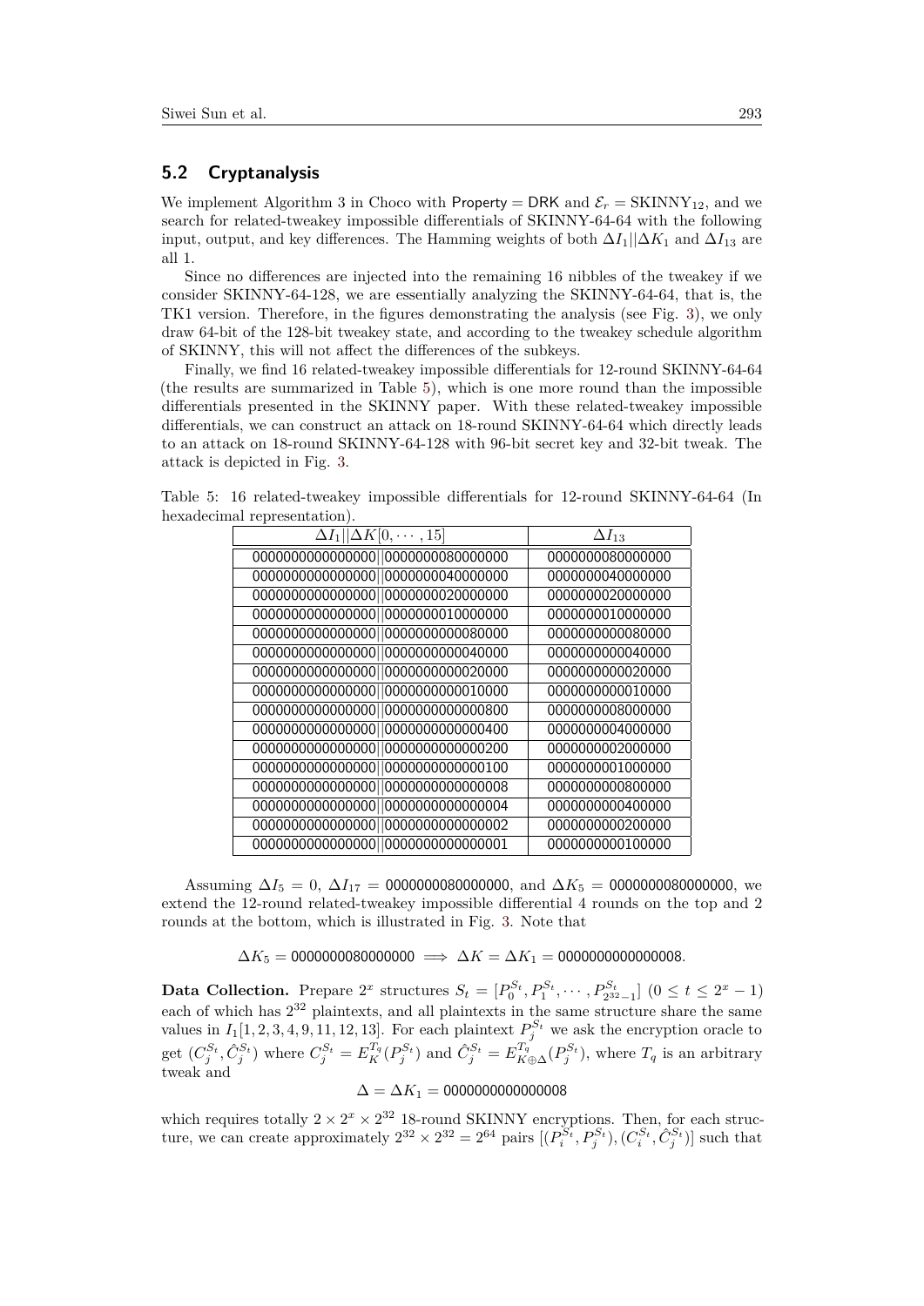## 5.2 Cryptanalysis

We implement Algorithm 3 in Choco with Property = DRK and $\mathcal{E}_r = \text{SKINNY}_{12}$, and we search for related-tweakey impossible differentials of SKINNY-64-64 with the following input, output, and key differences. The Hamming weights of both $\Delta I_1 || \Delta K_1$ and $\Delta I_{13}$ are all 1.

Since no differences are injected into the remaining 16 nibbles of the tweakey if we consider SKINNY-64-128, we are essentially analyzing the SKINNY-64-64, that is, the TK1 version. Therefore, in the figures demonstrating the analysis (see Fig. 3), we only draw 64-bit of the 128-bit tweakey state, and according to the tweakey schedule algorithm of SKINNY, this will not affect the differences of the subkeys.

Finally, we find 16 related-tweakey impossible differentials for 12-round SKINNY-64-64 (the results are summarized in Table 5), which is one more round than the impossible differentials presented in the SKINNY paper. With these related-tweakey impossible differentials, we can construct an attack on 18-round SKINNY-64-64 which directly leads to an attack on 18-round SKINNY-64-128 with 96-bit secret key and 32-bit tweak. The attack is depicted in Fig. 3.

Table 5: 16 related-tweakey impossible differentials for 12-round SKINNY-64-64 (In hexadecimal representation).

| $\Delta I_1 \| \Delta K[0, \cdots, 15]$ | $\Delta I_{13}$ |
|---|---|
| 0000000000000000‖0000000080000000 | 0000000080000000 |
| 0000000000000000‖0000000040000000 | 0000000040000000 |
| 0000000000000000‖0000000020000000 | 0000000020000000 |
| 0000000000000000‖0000000010000000 | 0000000010000000 |
| 0000000000000000‖0000000000080000 | 0000000000080000 |
| 0000000000000000‖0000000000040000 | 0000000000040000 |
| 0000000000000000‖0000000000020000 | 0000000000020000 |
| 0000000000000000‖0000000000010000 | 0000000000010000 |
| 0000000000000000‖0000000000000800 | 0000000008000000 |
| 0000000000000000‖0000000000000400 | 0000000004000000 |
| 0000000000000000‖0000000000000200 | 0000000002000000 |
| 0000000000000000‖0000000000000100 | 0000000001000000 |
| 0000000000000000‖0000000000000008 | 0000000000800000 |
| 0000000000000000‖0000000000000004 | 0000000000400000 |
| 0000000000000000‖0000000000000002 | 0000000000200000 |
| 0000000000000000‖0000000000000001 | 0000000000100000 |

Assuming $\Delta I_5 = 0$, $\Delta I_{17} = \texttt{0000000080000000}$, and $\Delta K_5 = \texttt{0000000080000000}$, we extend the 12-round related-tweakey impossible differential 4 rounds on the top and 2 rounds at the bottom, which is illustrated in Fig. 3. Note that

$$\Delta K_5 = \texttt{0000000080000000} \implies \Delta K = \Delta K_1 = \texttt{0000000000000008}.$$

**Data Collection.** Prepare $2^x$ structures $S_t = [P_0^{S_t}, P_1^{S_t}, \cdots, P_{2^{32}-1}^{S_t}]$ $(0 \le t \le 2^x - 1)$ each of which has $2^{32}$ plaintexts, and all plaintexts in the same structure share the same values in $I_1[1, 2, 3, 4, 9, 11, 12, 13]$. For each plaintext $P_j^{S_t}$ we ask the encryption oracle to get $(C_j^{S_t}, \hat{C}_j^{S_t})$ where $C_j^{S_t} = E_K^{T_q}(P_j^{S_t})$ and $\hat{C}_j^{S_t} = E_{K \oplus \Delta}^{T_q}(P_j^{S_t})$, where $T_q$ is an arbitrary tweak and

$$\Delta = \Delta K_1 = \texttt{0000000000000008}$$

which requires totally $2 \times 2^x \times 2^{32}$ 18-round SKINNY encryptions. Then, for each structure, we can create approximately $2^{32} \times 2^{32} = 2^{64}$ pairs $[(P_i^{S_t}, P_j^{S_t}), (C_i^{S_t}, \hat{C}_j^{S_t})]$ such that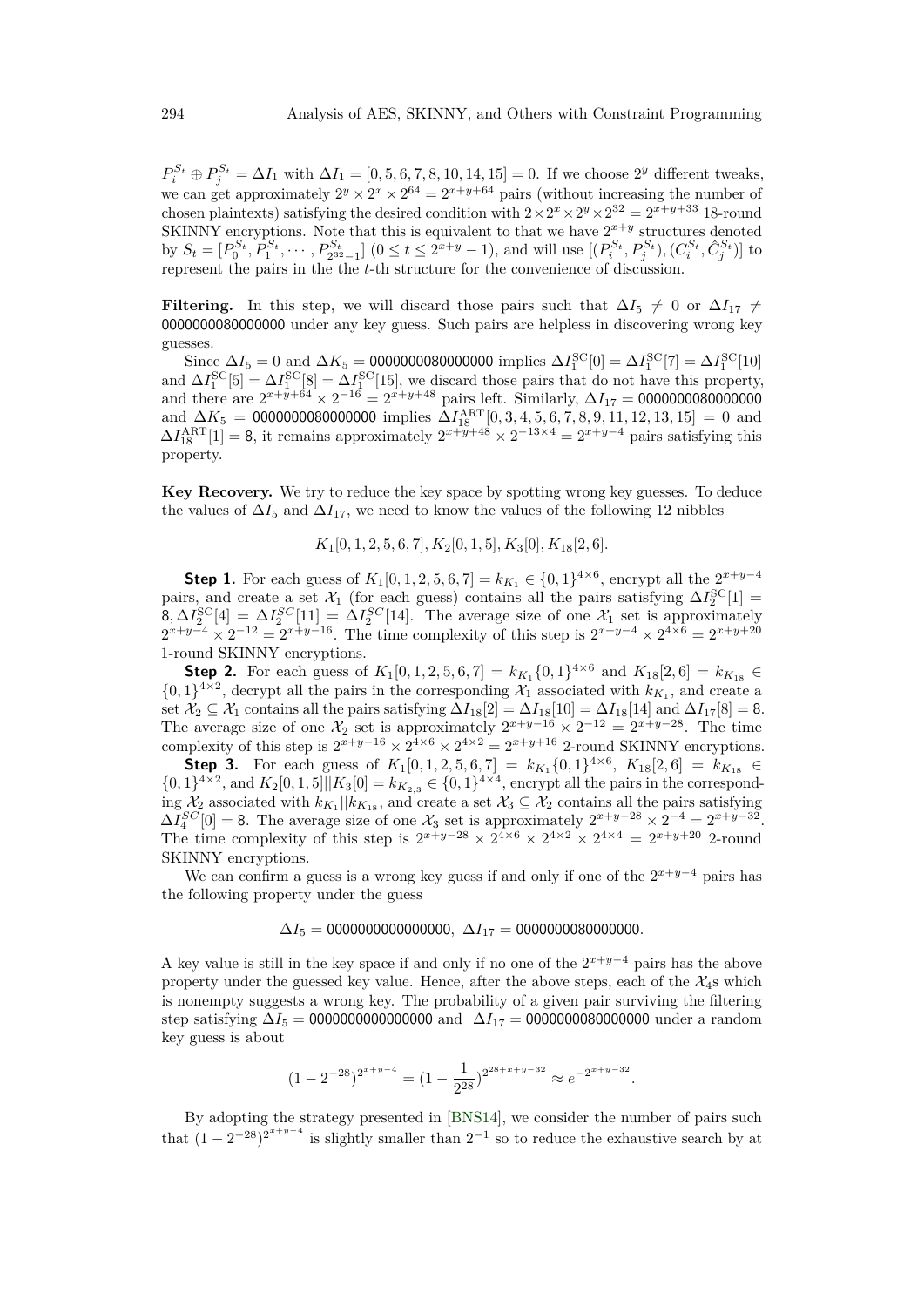$P_i^{S_t} \oplus P_j^{S_t} = \Delta I_1$ with $\Delta I_1 = [0, 5, 6, 7, 8, 10, 14, 15] = 0$. If we choose $2^y$ different tweaks, we can get approximately $2^y \times 2^x \times 2^{64} = 2^{x+y+64}$ pairs (without increasing the number of chosen plaintexts) satisfying the desired condition with $2 \times 2^x \times 2^y \times 2^{32} = 2^{x+y+33}$ 18-round SKINNY encryptions. Note that this is equivalent to that we have $2^{x+y}$ structures denoted by $S_t = [P_0^{S_t}, P_1^{S_t}, \cdots, P_{2^{32}-1}^{S_t}]$ $(0 \leq t \leq 2^{x+y}-1)$, and will use $[(P_i^{S_t}, P_j^{S_t}), (C_i^{S_t}, \hat{C}_j^{S_t})]$ to represent the pairs in the the $t$-th structure for the convenience of discussion.

**Filtering.** In this step, we will discard those pairs such that $\Delta I_5 \neq 0$ or $\Delta I_{17} \neq$ 0000000080000000 under any key guess. Such pairs are helpless in discovering wrong key guesses.

Since $\Delta I_5 = 0$ and $\Delta K_5 =$ 0000000080000000 implies $\Delta I_1^{\text{SC}}[0] = \Delta I_1^{\text{SC}}[7] = \Delta I_1^{\text{SC}}[10]$ and $\Delta I_1^{\text{SC}}[5] = \Delta I_1^{\text{SC}}[8] = \Delta I_1^{\text{SC}}[15]$, we discard those pairs that do not have this property, and there are $2^{x+y+64} \times 2^{-16} = 2^{x+y+48}$ pairs left. Similarly, $\Delta I_{17} =$ 0000000080000000 and $\Delta K_5 =$ 0000000080000000 implies $\Delta I_{18}^{\text{ART}}[0, 3, 4, 5, 6, 7, 8, 9, 11, 12, 13, 15] = 0$ and $\Delta I_{18}^{\text{ART}}[1] = 8$, it remains approximately $2^{x+y+48} \times 2^{-13 \times 4} = 2^{x+y-4}$ pairs satisfying this property.

**Key Recovery.** We try to reduce the key space by spotting wrong key guesses. To deduce the values of $\Delta I_5$ and $\Delta I_{17}$, we need to know the values of the following 12 nibbles

$$K_1[0, 1, 2, 5, 6, 7], K_2[0, 1, 5], K_3[0], K_{18}[2, 6].$$

**Step 1.** For each guess of $K_1[0, 1, 2, 5, 6, 7] = k_{K_1} \in \{0, 1\}^{4 \times 6}$, encrypt all the $2^{x+y-4}$ pairs, and create a set $\mathcal{X}_1$ (for each guess) contains all the pairs satisfying $\Delta I_2^{\text{SC}}[1] = 8, \Delta I_2^{\text{SC}}[4] = \Delta I_2^{SC}[11] = \Delta I_2^{SC}[14]$. The average size of one $\mathcal{X}_1$ set is approximately $2^{x+y-4} \times 2^{-12} = 2^{x+y-16}$. The time complexity of this step is $2^{x+y-4} \times 2^{4 \times 6} = 2^{x+y+20}$ 1-round SKINNY encryptions.

**Step 2.** For each guess of $K_1[0, 1, 2, 5, 6, 7] = k_{K_1}\{0, 1\}^{4 \times 6}$ and $K_{18}[2, 6] = k_{K_{18}} \in \{0, 1\}^{4 \times 2}$, decrypt all the pairs in the corresponding $\mathcal{X}_1$ associated with $k_{K_1}$, and create a set $\mathcal{X}_2 \subseteq \mathcal{X}_1$ contains all the pairs satisfying $\Delta I_{18}[2] = \Delta I_{18}[10] = \Delta I_{18}[14]$ and $\Delta I_{17}[8] = 8$. The average size of one $\mathcal{X}_2$ set is approximately $2^{x+y-16} \times 2^{-12} = 2^{x+y-28}$. The time complexity of this step is $2^{x+y-16} \times 2^{4 \times 6} \times 2^{4 \times 2} = 2^{x+y+16}$ 2-round SKINNY encryptions.

**Step 3.** For each guess of $K_1[0, 1, 2, 5, 6, 7] = k_{K_1}\{0, 1\}^{4 \times 6}$, $K_{18}[2, 6] = k_{K_{18}} \in \{0, 1\}^{4 \times 2}$, and $K_2[0, 1, 5]||K_3[0] = k_{K_{2,3}} \in \{0, 1\}^{4 \times 4}$, encrypt all the pairs in the corresponding $\mathcal{X}_2$ associated with $k_{K_1}||k_{K_{18}}$, and create a set $\mathcal{X}_3 \subseteq \mathcal{X}_2$ contains all the pairs satisfying $\Delta I_4^{SC}[0] = 8$. The average size of one $\mathcal{X}_3$ set is approximately $2^{x+y-28} \times 2^{-4} = 2^{x+y-32}$. The time complexity of this step is $2^{x+y-28} \times 2^{4 \times 6} \times 2^{4 \times 2} \times 2^{4 \times 4} = 2^{x+y+20}$ 2-round SKINNY encryptions.

We can confirm a guess is a wrong key guess if and only if one of the $2^{x+y-4}$ pairs has the following property under the guess

$$\Delta I_5 = 0000000000000000,\ \Delta I_{17} = 0000000080000000.$$

A key value is still in the key space if and only if no one of the $2^{x+y-4}$ pairs has the above property under the guessed key value. Hence, after the above steps, each of the $\mathcal{X}_4$s which is nonempty suggests a wrong key. The probability of a given pair surviving the filtering step satisfying $\Delta I_5 =$ 0000000000000000 and $\Delta I_{17} =$ 0000000080000000 under a random key guess is about

$$(1 - 2^{-28})^{2^{x+y-4}} = (1 - \frac{1}{2^{28}})^{2^{28+x+y-32}} \approx e^{-2^{x+y-32}}.$$

By adopting the strategy presented in [BNS14], we consider the number of pairs such that $(1 - 2^{-28})^{2^{x+y-4}}$ is slightly smaller than $2^{-1}$ so to reduce the exhaustive search by at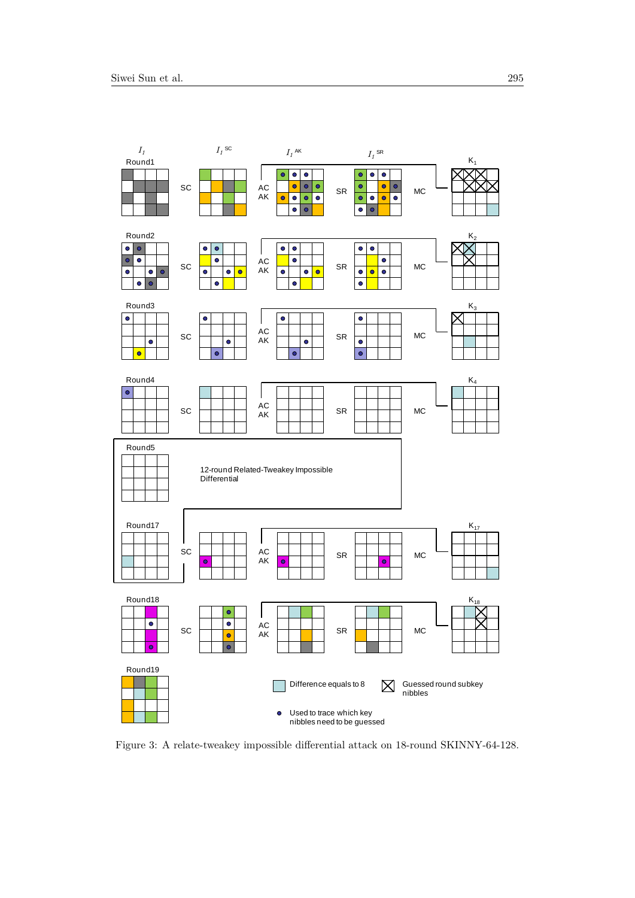Figure 3: A relate-tweakey impossible differential attack on 18-round SKINNY-64-128.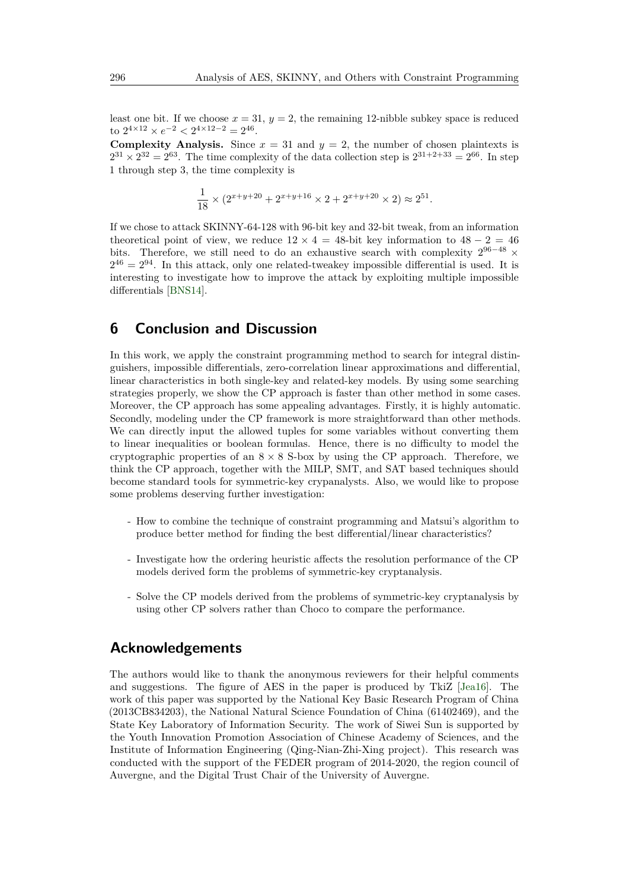least one bit. If we choose $x = 31$, $y = 2$, the remaining 12-nibble subkey space is reduced to $2^{4\times 12} \times e^{-2} < 2^{4\times 12-2} = 2^{46}$.

**Complexity Analysis.** Since $x = 31$ and $y = 2$, the number of chosen plaintexts is $2^{31} \times 2^{32} = 2^{63}$. The time complexity of the data collection step is $2^{31+2+33} = 2^{66}$. In step 1 through step 3, the time complexity is

$$\frac{1}{18} \times (2^{x+y+20} + 2^{x+y+16} \times 2 + 2^{x+y+20} \times 2) \approx 2^{51}.$$

If we chose to attack SKINNY-64-128 with 96-bit key and 32-bit tweak, from an information theoretical point of view, we reduce $12 \times 4 = 48$-bit key information to $48 - 2 = 46$ bits. Therefore, we still need to do an exhaustive search with complexity $2^{96-48} \times 2^{46} = 2^{94}$. In this attack, only one related-tweakey impossible differential is used. It is interesting to investigate how to improve the attack by exploiting multiple impossible differentials [BNS14].

## 6 Conclusion and Discussion

In this work, we apply the constraint programming method to search for integral distinguishers, impossible differentials, zero-correlation linear approximations and differential, linear characteristics in both single-key and related-key models. By using some searching strategies properly, we show the CP approach is faster than other method in some cases. Moreover, the CP approach has some appealing advantages. Firstly, it is highly automatic. Secondly, modeling under the CP framework is more straightforward than other methods. We can directly input the allowed tuples for some variables without converting them to linear inequalities or boolean formulas. Hence, there is no difficulty to model the cryptographic properties of an $8 \times 8$ S-box by using the CP approach. Therefore, we think the CP approach, together with the MILP, SMT, and SAT based techniques should become standard tools for symmetric-key crypanalysts. Also, we would like to propose some problems deserving further investigation:

- How to combine the technique of constraint programming and Matsui's algorithm to produce better method for finding the best differential/linear characteristics?
- Investigate how the ordering heuristic affects the resolution performance of the CP models derived form the problems of symmetric-key cryptanalysis.
- Solve the CP models derived from the problems of symmetric-key cryptanalysis by using other CP solvers rather than Choco to compare the performance.

## Acknowledgements

The authors would like to thank the anonymous reviewers for their helpful comments and suggestions. The figure of AES in the paper is produced by TkiZ [Jea16]. The work of this paper was supported by the National Key Basic Research Program of China (2013CB834203), the National Natural Science Foundation of China (61402469), and the State Key Laboratory of Information Security. The work of Siwei Sun is supported by the Youth Innovation Promotion Association of Chinese Academy of Sciences, and the Institute of Information Engineering (Qing-Nian-Zhi-Xing project). This research was conducted with the support of the FEDER program of 2014-2020, the region council of Auvergne, and the Digital Trust Chair of the University of Auvergne.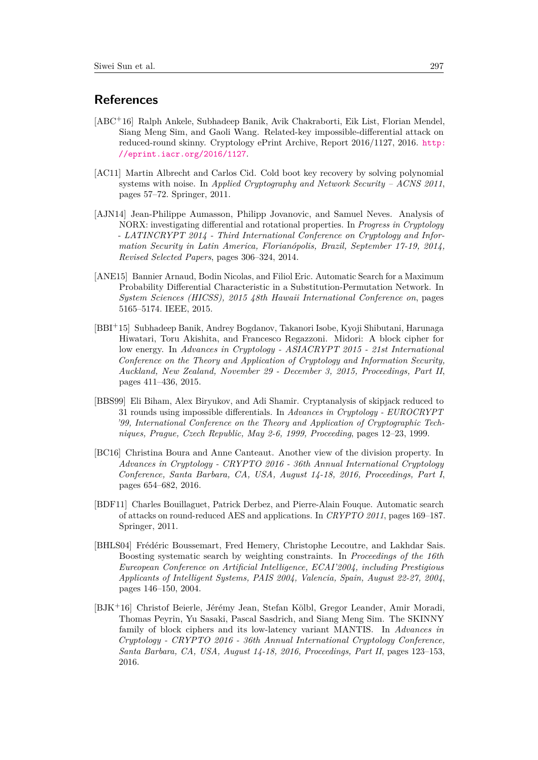## References

[ABC[+]16] Ralph Ankele, Subhadeep Banik, Avik Chakraborti, Eik List, Florian Mendel, Siang Meng Sim, and Gaoli Wang. Related-key impossible-differential attack on reduced-round skinny. Cryptology ePrint Archive, Report 2016/1127, 2016. http://eprint.iacr.org/2016/1127.

[AC11] Martin Albrecht and Carlos Cid. Cold boot key recovery by solving polynomial systems with noise. In *Applied Cryptography and Network Security – ACNS 2011*, pages 57–72. Springer, 2011.

[AJN14] Jean-Philippe Aumasson, Philipp Jovanovic, and Samuel Neves. Analysis of NORX: investigating differential and rotational properties. In *Progress in Cryptology - LATINCRYPT 2014 - Third International Conference on Cryptology and Information Security in Latin America, Florianópolis, Brazil, September 17-19, 2014, Revised Selected Papers*, pages 306–324, 2014.

[ANE15] Bannier Arnaud, Bodin Nicolas, and Filiol Eric. Automatic Search for a Maximum Probability Differential Characteristic in a Substitution-Permutation Network. In *System Sciences (HICSS), 2015 48th Hawaii International Conference on*, pages 5165–5174. IEEE, 2015.

[BBI[+]15] Subhadeep Banik, Andrey Bogdanov, Takanori Isobe, Kyoji Shibutani, Harunaga Hiwatari, Toru Akishita, and Francesco Regazzoni. Midori: A block cipher for low energy. In *Advances in Cryptology - ASIACRYPT 2015 - 21st International Conference on the Theory and Application of Cryptology and Information Security, Auckland, New Zealand, November 29 - December 3, 2015, Proceedings, Part II*, pages 411–436, 2015.

[BBS99] Eli Biham, Alex Biryukov, and Adi Shamir. Cryptanalysis of skipjack reduced to 31 rounds using impossible differentials. In *Advances in Cryptology - EUROCRYPT '99, International Conference on the Theory and Application of Cryptographic Techniques, Prague, Czech Republic, May 2-6, 1999, Proceeding*, pages 12–23, 1999.

[BC16] Christina Boura and Anne Canteaut. Another view of the division property. In *Advances in Cryptology - CRYPTO 2016 - 36th Annual International Cryptology Conference, Santa Barbara, CA, USA, August 14-18, 2016, Proceedings, Part I*, pages 654–682, 2016.

[BDF11] Charles Bouillaguet, Patrick Derbez, and Pierre-Alain Fouque. Automatic search of attacks on round-reduced AES and applications. In *CRYPTO 2011*, pages 169–187. Springer, 2011.

[BHLS04] Frédéric Boussemart, Fred Hemery, Christophe Lecoutre, and Lakhdar Sais. Boosting systematic search by weighting constraints. In *Proceedings of the 16th Eureopean Conference on Artificial Intelligence, ECAI'2004, including Prestigious Applicants of Intelligent Systems, PAIS 2004, Valencia, Spain, August 22-27, 2004*, pages 146–150, 2004.

[BJK[+]16] Christof Beierle, Jérémy Jean, Stefan Kölbl, Gregor Leander, Amir Moradi, Thomas Peyrin, Yu Sasaki, Pascal Sasdrich, and Siang Meng Sim. The SKINNY family of block ciphers and its low-latency variant MANTIS. In *Advances in Cryptology - CRYPTO 2016 - 36th Annual International Cryptology Conference, Santa Barbara, CA, USA, August 14-18, 2016, Proceedings, Part II*, pages 123–153, 2016.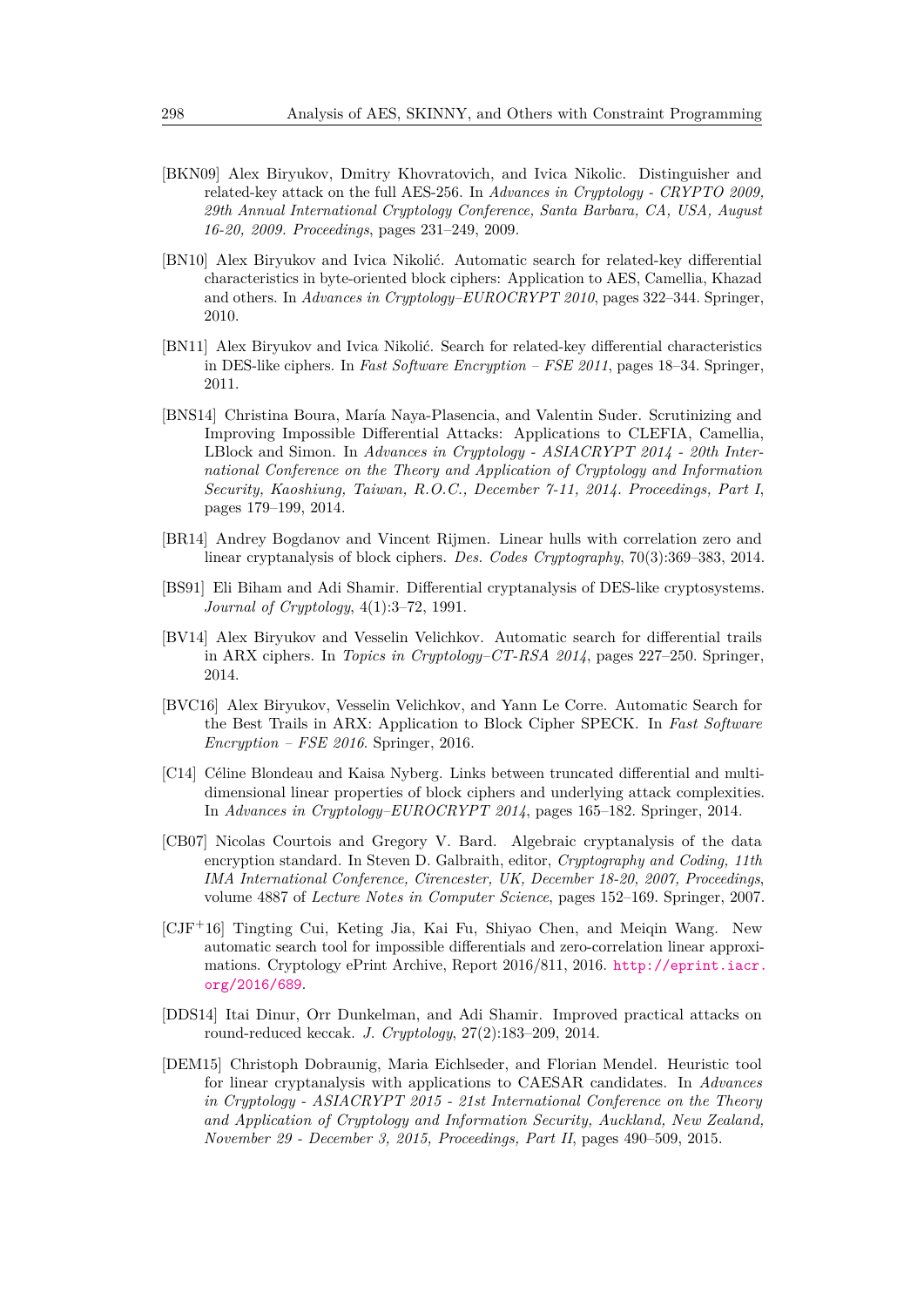[BKN09] Alex Biryukov, Dmitry Khovratovich, and Ivica Nikolic. Distinguisher and related-key attack on the full AES-256. In *Advances in Cryptology - CRYPTO 2009, 29th Annual International Cryptology Conference, Santa Barbara, CA, USA, August 16-20, 2009. Proceedings*, pages 231–249, 2009.

[BN10] Alex Biryukov and Ivica Nikolić. Automatic search for related-key differential characteristics in byte-oriented block ciphers: Application to AES, Camellia, Khazad and others. In *Advances in Cryptology–EUROCRYPT 2010*, pages 322–344. Springer, 2010.

[BN11] Alex Biryukov and Ivica Nikolić. Search for related-key differential characteristics in DES-like ciphers. In *Fast Software Encryption – FSE 2011*, pages 18–34. Springer, 2011.

[BNS14] Christina Boura, María Naya-Plasencia, and Valentin Suder. Scrutinizing and Improving Impossible Differential Attacks: Applications to CLEFIA, Camellia, LBlock and Simon. In *Advances in Cryptology - ASIACRYPT 2014 - 20th International Conference on the Theory and Application of Cryptology and Information Security, Kaoshiung, Taiwan, R.O.C., December 7-11, 2014. Proceedings, Part I*, pages 179–199, 2014.

[BR14] Andrey Bogdanov and Vincent Rijmen. Linear hulls with correlation zero and linear cryptanalysis of block ciphers. *Des. Codes Cryptography*, 70(3):369–383, 2014.

[BS91] Eli Biham and Adi Shamir. Differential cryptanalysis of DES-like cryptosystems. *Journal of Cryptology*, 4(1):3–72, 1991.

[BV14] Alex Biryukov and Vesselin Velichkov. Automatic search for differential trails in ARX ciphers. In *Topics in Cryptology–CT-RSA 2014*, pages 227–250. Springer, 2014.

[BVC16] Alex Biryukov, Vesselin Velichkov, and Yann Le Corre. Automatic Search for the Best Trails in ARX: Application to Block Cipher SPECK. In *Fast Software Encryption – FSE 2016*. Springer, 2016.

[C14] Céline Blondeau and Kaisa Nyberg. Links between truncated differential and multidimensional linear properties of block ciphers and underlying attack complexities. In *Advances in Cryptology–EUROCRYPT 2014*, pages 165–182. Springer, 2014.

[CB07] Nicolas Courtois and Gregory V. Bard. Algebraic cryptanalysis of the data encryption standard. In Steven D. Galbraith, editor, *Cryptography and Coding, 11th IMA International Conference, Cirencester, UK, December 18-20, 2007, Proceedings*, volume 4887 of *Lecture Notes in Computer Science*, pages 152–169. Springer, 2007.

[CJF+16] Tingting Cui, Keting Jia, Kai Fu, Shiyao Chen, and Meiqin Wang. New automatic search tool for impossible differentials and zero-correlation linear approximations. Cryptology ePrint Archive, Report 2016/811, 2016. http://eprint.iacr.org/2016/689.

[DDS14] Itai Dinur, Orr Dunkelman, and Adi Shamir. Improved practical attacks on round-reduced keccak. *J. Cryptology*, 27(2):183–209, 2014.

[DEM15] Christoph Dobraunig, Maria Eichlseder, and Florian Mendel. Heuristic tool for linear cryptanalysis with applications to CAESAR candidates. In *Advances in Cryptology - ASIACRYPT 2015 - 21st International Conference on the Theory and Application of Cryptology and Information Security, Auckland, New Zealand, November 29 - December 3, 2015, Proceedings, Part II*, pages 490–509, 2015.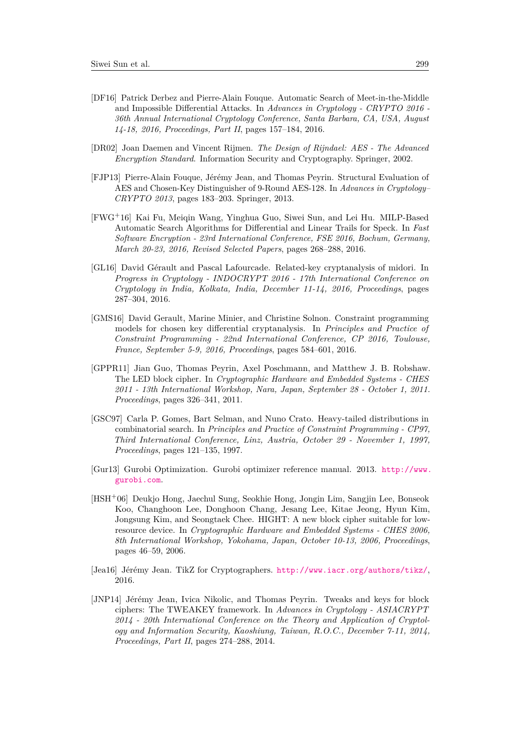[DF16] Patrick Derbez and Pierre-Alain Fouque. Automatic Search of Meet-in-the-Middle and Impossible Differential Attacks. In *Advances in Cryptology - CRYPTO 2016 - 36th Annual International Cryptology Conference, Santa Barbara, CA, USA, August 14-18, 2016, Proceedings, Part II*, pages 157–184, 2016.

[DR02] Joan Daemen and Vincent Rijmen. *The Design of Rijndael: AES - The Advanced Encryption Standard*. Information Security and Cryptography. Springer, 2002.

[FJP13] Pierre-Alain Fouque, Jérémy Jean, and Thomas Peyrin. Structural Evaluation of AES and Chosen-Key Distinguisher of 9-Round AES-128. In *Advances in Cryptology–CRYPTO 2013*, pages 183–203. Springer, 2013.

[FWG+16] Kai Fu, Meiqin Wang, Yinghua Guo, Siwei Sun, and Lei Hu. MILP-Based Automatic Search Algorithms for Differential and Linear Trails for Speck. In *Fast Software Encryption - 23rd International Conference, FSE 2016, Bochum, Germany, March 20-23, 2016, Revised Selected Papers*, pages 268–288, 2016.

[GL16] David Gérault and Pascal Lafourcade. Related-key cryptanalysis of midori. In *Progress in Cryptology - INDOCRYPT 2016 - 17th International Conference on Cryptology in India, Kolkata, India, December 11-14, 2016, Proceedings*, pages 287–304, 2016.

[GMS16] David Gerault, Marine Minier, and Christine Solnon. Constraint programming models for chosen key differential cryptanalysis. In *Principles and Practice of Constraint Programming - 22nd International Conference, CP 2016, Toulouse, France, September 5-9, 2016, Proceedings*, pages 584–601, 2016.

[GPPR11] Jian Guo, Thomas Peyrin, Axel Poschmann, and Matthew J. B. Robshaw. The LED block cipher. In *Cryptographic Hardware and Embedded Systems - CHES 2011 - 13th International Workshop, Nara, Japan, September 28 - October 1, 2011. Proceedings*, pages 326–341, 2011.

[GSC97] Carla P. Gomes, Bart Selman, and Nuno Crato. Heavy-tailed distributions in combinatorial search. In *Principles and Practice of Constraint Programming - CP97, Third International Conference, Linz, Austria, October 29 - November 1, 1997, Proceedings*, pages 121–135, 1997.

[Gur13] Gurobi Optimization. Gurobi optimizer reference manual. 2013. http://www.gurobi.com.

[HSH+06] Deukjo Hong, Jaechul Sung, Seokhie Hong, Jongin Lim, Sangjin Lee, Bonseok Koo, Changhoon Lee, Donghoon Chang, Jesang Lee, Kitae Jeong, Hyun Kim, Jongsung Kim, and Seongtaek Chee. HIGHT: A new block cipher suitable for low-resource device. In *Cryptographic Hardware and Embedded Systems - CHES 2006, 8th International Workshop, Yokohama, Japan, October 10-13, 2006, Proceedings*, pages 46–59, 2006.

[Jea16] Jérémy Jean. TikZ for Cryptographers. http://www.iacr.org/authors/tikz/, 2016.

[JNP14] Jérémy Jean, Ivica Nikolic, and Thomas Peyrin. Tweaks and keys for block ciphers: The TWEAKEY framework. In *Advances in Cryptology - ASIACRYPT 2014 - 20th International Conference on the Theory and Application of Cryptology and Information Security, Kaoshiung, Taiwan, R.O.C., December 7-11, 2014, Proceedings, Part II*, pages 274–288, 2014.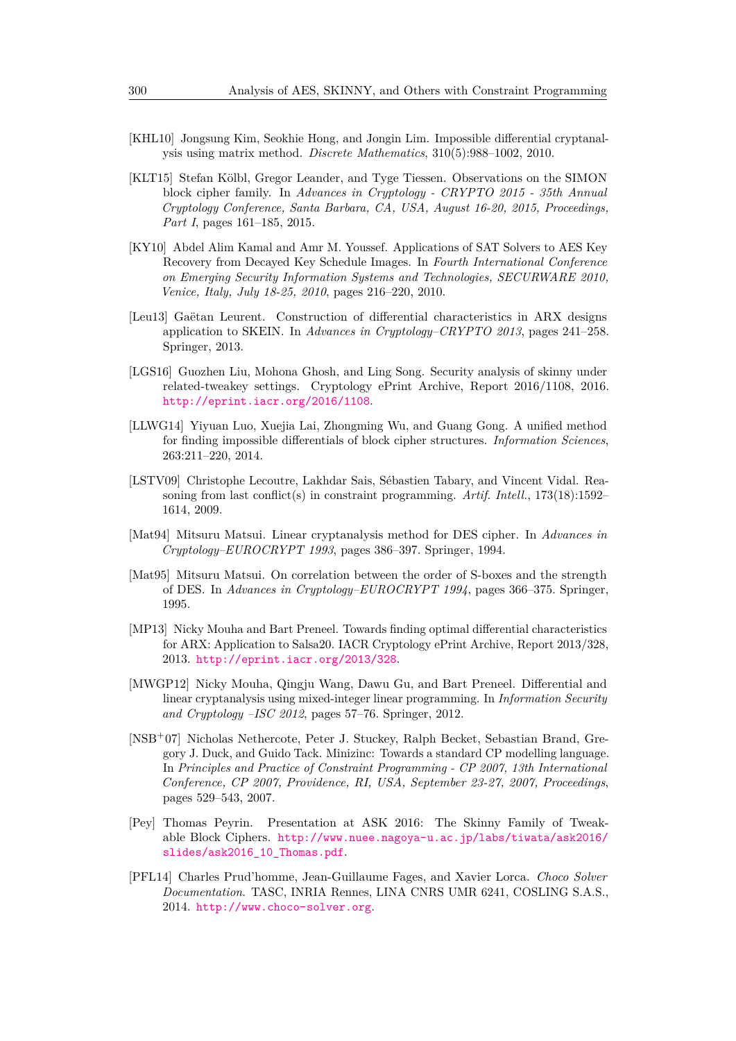[KHL10] Jongsung Kim, Seokhie Hong, and Jongin Lim. Impossible differential cryptanalysis using matrix method. *Discrete Mathematics*, 310(5):988–1002, 2010.

[KLT15] Stefan Kölbl, Gregor Leander, and Tyge Tiessen. Observations on the SIMON block cipher family. In *Advances in Cryptology - CRYPTO 2015 - 35th Annual Cryptology Conference, Santa Barbara, CA, USA, August 16-20, 2015, Proceedings, Part I*, pages 161–185, 2015.

[KY10] Abdel Alim Kamal and Amr M. Youssef. Applications of SAT Solvers to AES Key Recovery from Decayed Key Schedule Images. In *Fourth International Conference on Emerging Security Information Systems and Technologies, SECURWARE 2010, Venice, Italy, July 18-25, 2010*, pages 216–220, 2010.

[Leu13] Gaëtan Leurent. Construction of differential characteristics in ARX designs application to SKEIN. In *Advances in Cryptology–CRYPTO 2013*, pages 241–258. Springer, 2013.

[LGS16] Guozhen Liu, Mohona Ghosh, and Ling Song. Security analysis of skinny under related-tweakey settings. Cryptology ePrint Archive, Report 2016/1108, 2016. http://eprint.iacr.org/2016/1108.

[LLWG14] Yiyuan Luo, Xuejia Lai, Zhongming Wu, and Guang Gong. A unified method for finding impossible differentials of block cipher structures. *Information Sciences*, 263:211–220, 2014.

[LSTV09] Christophe Lecoutre, Lakhdar Sais, Sébastien Tabary, and Vincent Vidal. Reasoning from last conflict(s) in constraint programming. *Artif. Intell.*, 173(18):1592–1614, 2009.

[Mat94] Mitsuru Matsui. Linear cryptanalysis method for DES cipher. In *Advances in Cryptology–EUROCRYPT 1993*, pages 386–397. Springer, 1994.

[Mat95] Mitsuru Matsui. On correlation between the order of S-boxes and the strength of DES. In *Advances in Cryptology–EUROCRYPT 1994*, pages 366–375. Springer, 1995.

[MP13] Nicky Mouha and Bart Preneel. Towards finding optimal differential characteristics for ARX: Application to Salsa20. IACR Cryptology ePrint Archive, Report 2013/328, 2013. http://eprint.iacr.org/2013/328.

[MWGP12] Nicky Mouha, Qingju Wang, Dawu Gu, and Bart Preneel. Differential and linear cryptanalysis using mixed-integer linear programming. In *Information Security and Cryptology –ISC 2012*, pages 57–76. Springer, 2012.

[NSB+07] Nicholas Nethercote, Peter J. Stuckey, Ralph Becket, Sebastian Brand, Gregory J. Duck, and Guido Tack. Minizinc: Towards a standard CP modelling language. In *Principles and Practice of Constraint Programming - CP 2007, 13th International Conference, CP 2007, Providence, RI, USA, September 23-27, 2007, Proceedings*, pages 529–543, 2007.

[Pey] Thomas Peyrin. Presentation at ASK 2016: The Skinny Family of Tweakable Block Ciphers. http://www.nuee.nagoya-u.ac.jp/labs/tiwata/ask2016/slides/ask2016_10_Thomas.pdf.

[PFL14] Charles Prud'homme, Jean-Guillaume Fages, and Xavier Lorca. *Choco Solver Documentation*. TASC, INRIA Rennes, LINA CNRS UMR 6241, COSLING S.A.S., 2014. http://www.choco-solver.org.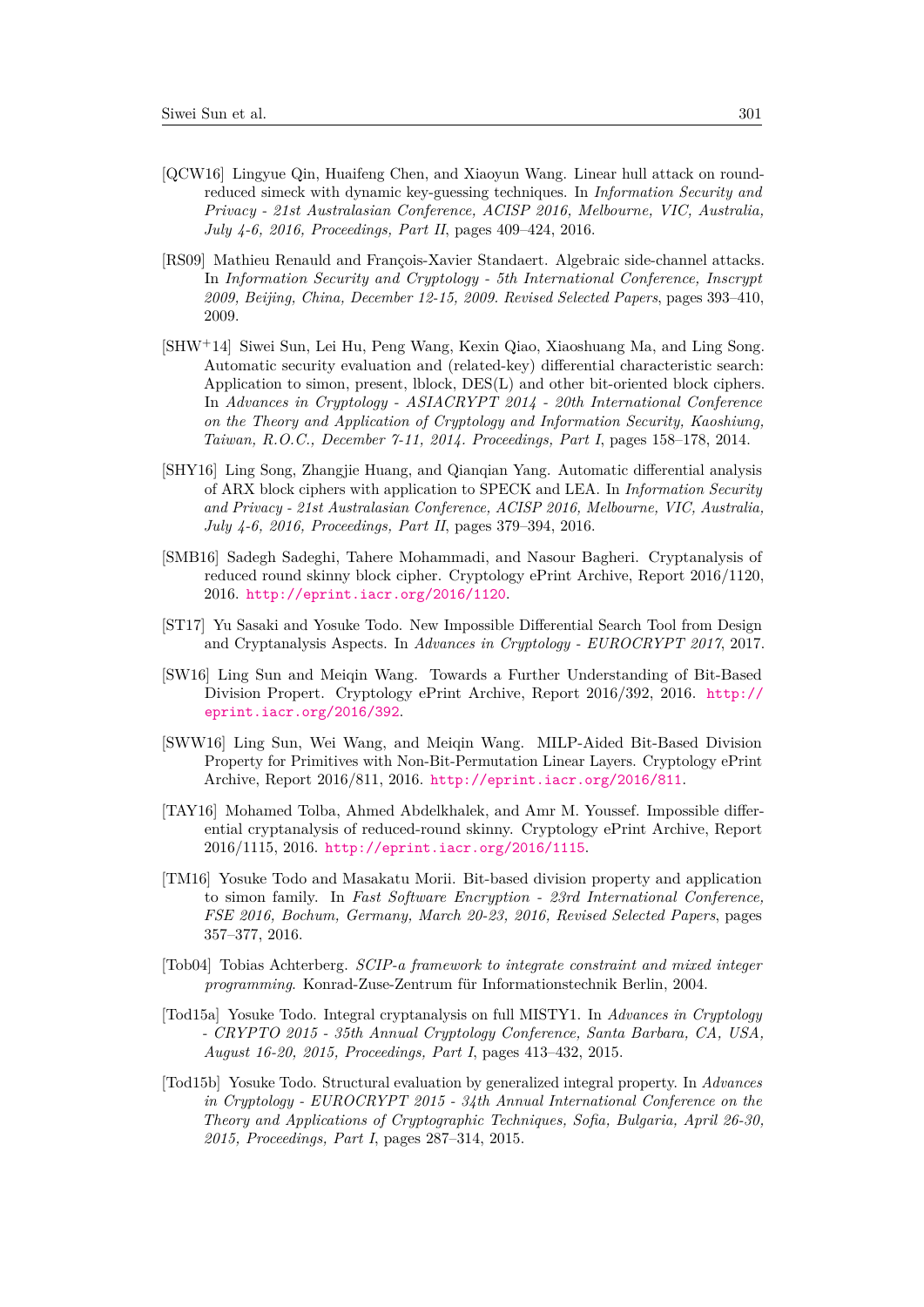[QCW16] Lingyue Qin, Huaifeng Chen, and Xiaoyun Wang. Linear hull attack on round-reduced simeck with dynamic key-guessing techniques. In *Information Security and Privacy - 21st Australasian Conference, ACISP 2016, Melbourne, VIC, Australia, July 4-6, 2016, Proceedings, Part II*, pages 409–424, 2016.

[RS09] Mathieu Renauld and François-Xavier Standaert. Algebraic side-channel attacks. In *Information Security and Cryptology - 5th International Conference, Inscrypt 2009, Beijing, China, December 12-15, 2009. Revised Selected Papers*, pages 393–410, 2009.

[SHW+14] Siwei Sun, Lei Hu, Peng Wang, Kexin Qiao, Xiaoshuang Ma, and Ling Song. Automatic security evaluation and (related-key) differential characteristic search: Application to simon, present, lblock, DES(L) and other bit-oriented block ciphers. In *Advances in Cryptology - ASIACRYPT 2014 - 20th International Conference on the Theory and Application of Cryptology and Information Security, Kaoshiung, Taiwan, R.O.C., December 7-11, 2014. Proceedings, Part I*, pages 158–178, 2014.

[SHY16] Ling Song, Zhangjie Huang, and Qianqian Yang. Automatic differential analysis of ARX block ciphers with application to SPECK and LEA. In *Information Security and Privacy - 21st Australasian Conference, ACISP 2016, Melbourne, VIC, Australia, July 4-6, 2016, Proceedings, Part II*, pages 379–394, 2016.

[SMB16] Sadegh Sadeghi, Tahere Mohammadi, and Nasour Bagheri. Cryptanalysis of reduced round skinny block cipher. Cryptology ePrint Archive, Report 2016/1120, 2016. http://eprint.iacr.org/2016/1120.

[ST17] Yu Sasaki and Yosuke Todo. New Impossible Differential Search Tool from Design and Cryptanalysis Aspects. In *Advances in Cryptology - EUROCRYPT 2017*, 2017.

[SW16] Ling Sun and Meiqin Wang. Towards a Further Understanding of Bit-Based Division Propert. Cryptology ePrint Archive, Report 2016/392, 2016. http://eprint.iacr.org/2016/392.

[SWW16] Ling Sun, Wei Wang, and Meiqin Wang. MILP-Aided Bit-Based Division Property for Primitives with Non-Bit-Permutation Linear Layers. Cryptology ePrint Archive, Report 2016/811, 2016. http://eprint.iacr.org/2016/811.

[TAY16] Mohamed Tolba, Ahmed Abdelkhalek, and Amr M. Youssef. Impossible differential cryptanalysis of reduced-round skinny. Cryptology ePrint Archive, Report 2016/1115, 2016. http://eprint.iacr.org/2016/1115.

[TM16] Yosuke Todo and Masakatu Morii. Bit-based division property and application to simon family. In *Fast Software Encryption - 23rd International Conference, FSE 2016, Bochum, Germany, March 20-23, 2016, Revised Selected Papers*, pages 357–377, 2016.

[Tob04] Tobias Achterberg. *SCIP-a framework to integrate constraint and mixed integer programming*. Konrad-Zuse-Zentrum für Informationstechnik Berlin, 2004.

[Tod15a] Yosuke Todo. Integral cryptanalysis on full MISTY1. In *Advances in Cryptology - CRYPTO 2015 - 35th Annual Cryptology Conference, Santa Barbara, CA, USA, August 16-20, 2015, Proceedings, Part I*, pages 413–432, 2015.

[Tod15b] Yosuke Todo. Structural evaluation by generalized integral property. In *Advances in Cryptology - EUROCRYPT 2015 - 34th Annual International Conference on the Theory and Applications of Cryptographic Techniques, Sofia, Bulgaria, April 26-30, 2015, Proceedings, Part I*, pages 287–314, 2015.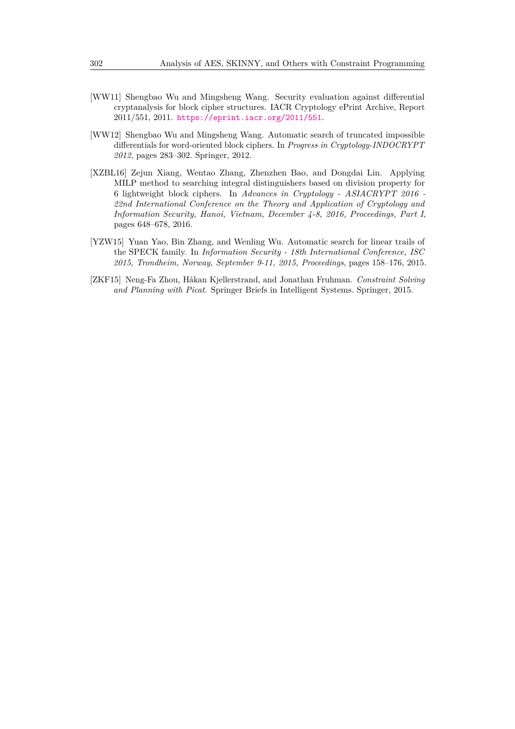[WW11] Shengbao Wu and Mingsheng Wang. Security evaluation against differential cryptanalysis for block cipher structures. IACR Cryptology ePrint Archive, Report 2011/551, 2011. https://eprint.iacr.org/2011/551.

[WW12] Shengbao Wu and Mingsheng Wang. Automatic search of truncated impossible differentials for word-oriented block ciphers. In *Progress in Cryptology-INDOCRYPT 2012*, pages 283–302. Springer, 2012.

[XZBL16] Zejun Xiang, Wentao Zhang, Zhenzhen Bao, and Dongdai Lin. Applying MILP method to searching integral distinguishers based on division property for 6 lightweight block ciphers. In *Advances in Cryptology - ASIACRYPT 2016 - 22nd International Conference on the Theory and Application of Cryptology and Information Security, Hanoi, Vietnam, December 4-8, 2016, Proceedings, Part I*, pages 648–678, 2016.

[YZW15] Yuan Yao, Bin Zhang, and Wenling Wu. Automatic search for linear trails of the SPECK family. In *Information Security - 18th International Conference, ISC 2015, Trondheim, Norway, September 9-11, 2015, Proceedings*, pages 158–176, 2015.

[ZKF15] Neng-Fa Zhou, Håkan Kjellerstrand, and Jonathan Fruhman. *Constraint Solving and Planning with Picat*. Springer Briefs in Intelligent Systems. Springer, 2015.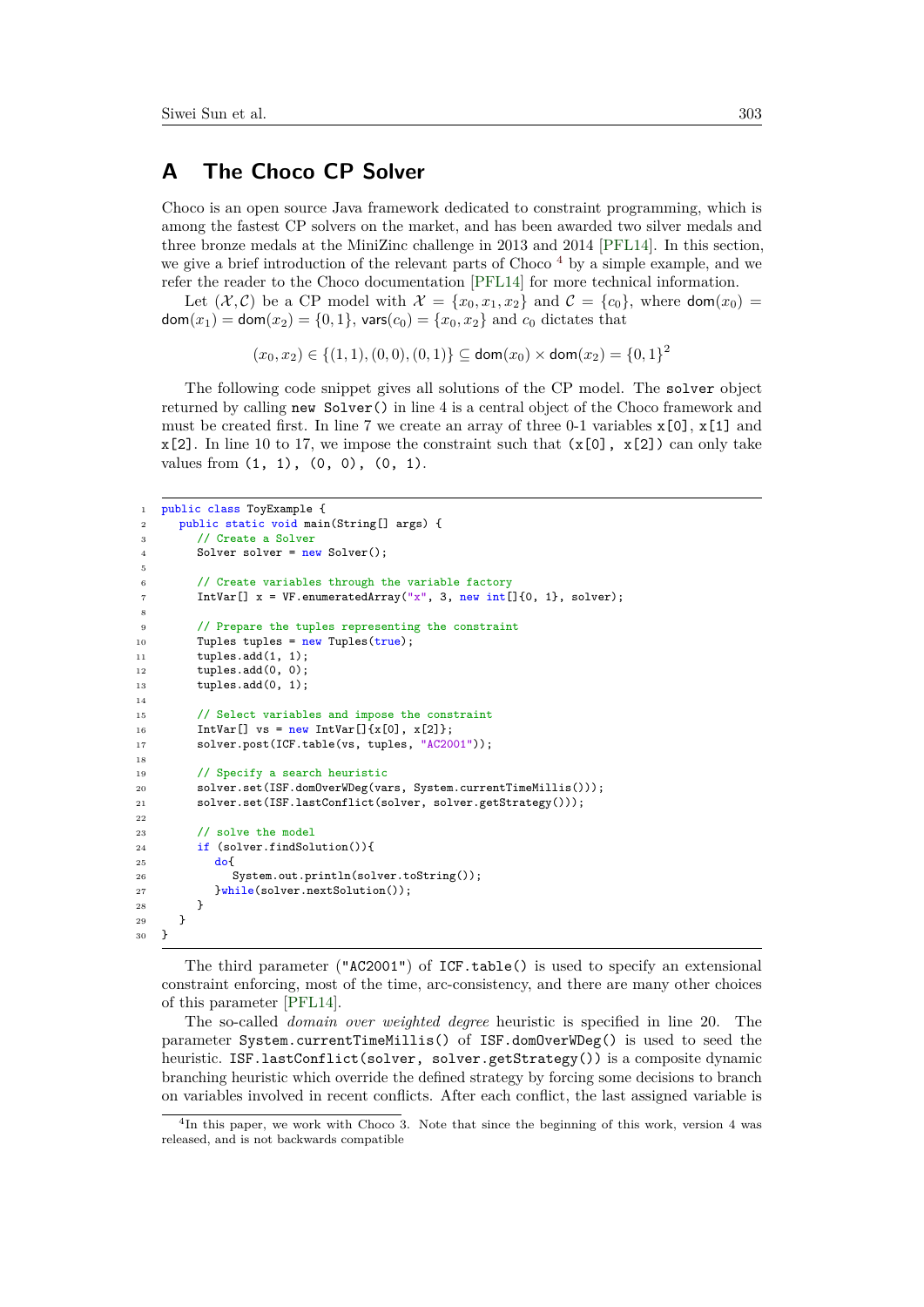# A The Choco CP Solver

Choco is an open source Java framework dedicated to constraint programming, which is among the fastest CP solvers on the market, and has been awarded two silver medals and three bronze medals at the MiniZinc challenge in 2013 and 2014 [PFL14]. In this section, we give a brief introduction of the relevant parts of Choco [4] by a simple example, and we refer the reader to the Choco documentation [PFL14] for more technical information.

Let $(\mathcal{X}, \mathcal{C})$ be a CP model with $\mathcal{X} = \{x_0, x_1, x_2\}$ and $\mathcal{C} = \{c_0\}$, where $\mathsf{dom}(x_0) = \mathsf{dom}(x_1) = \mathsf{dom}(x_2) = \{0, 1\}$, $\mathsf{vars}(c_0) = \{x_0, x_2\}$ and $c_0$ dictates that

$$(x_0, x_2) \in \{(1,1), (0,0), (0,1)\} \subseteq \mathsf{dom}(x_0) \times \mathsf{dom}(x_2) = \{0,1\}^2$$

The following code snippet gives all solutions of the CP model. The `solver` object returned by calling `new Solver()` in line 4 is a central object of the Choco framework and must be created first. In line 7 we create an array of three 0-1 variables `x[0]`, `x[1]` and `x[2]`. In line 10 to 17, we impose the constraint such that `(x[0], x[2])` can only take values from `(1, 1), (0, 0), (0, 1)`.

```
public class ToyExample {
  public static void main(String[] args) {
    // Create a Solver
    Solver solver = new Solver();

    // Create variables through the variable factory
    IntVar[] x = VF.enumeratedArray("x", 3, new int[]{0, 1}, solver);

    // Prepare the tuples representing the constraint
    Tuples tuples = new Tuples(true);
    tuples.add(1, 1);
    tuples.add(0, 0);
    tuples.add(0, 1);

    // Select variables and impose the constraint
    IntVar[] vs = new IntVar[]{x[0], x[2]};
    solver.post(ICF.table(vs, tuples, "AC2001"));

    // Specify a search heuristic
    solver.set(ISF.domOverWDeg(vars, System.currentTimeMillis()));
    solver.set(ISF.lastConflict(solver, solver.getStrategy()));

    // solve the model
    if (solver.findSolution()){
      do{
        System.out.println(solver.toString());
      }while(solver.nextSolution());
    }
  }
}
```

The third parameter (`"AC2001"`) of `ICF.table()` is used to specify an extensional constraint enforcing, most of the time, arc-consistency, and there are many other choices of this parameter [PFL14].

The so-called *domain over weighted degree* heuristic is specified in line 20. The parameter `System.currentTimeMillis()` of `ISF.domOverWDeg()` is used to seed the heuristic. `ISF.lastConflict(solver, solver.getStrategy())` is a composite dynamic branching heuristic which override the defined strategy by forcing some decisions to branch on variables involved in recent conflicts. After each conflict, the last assigned variable is

[4] In this paper, we work with Choco 3. Note that since the beginning of this work, version 4 was released, and is not backwards compatible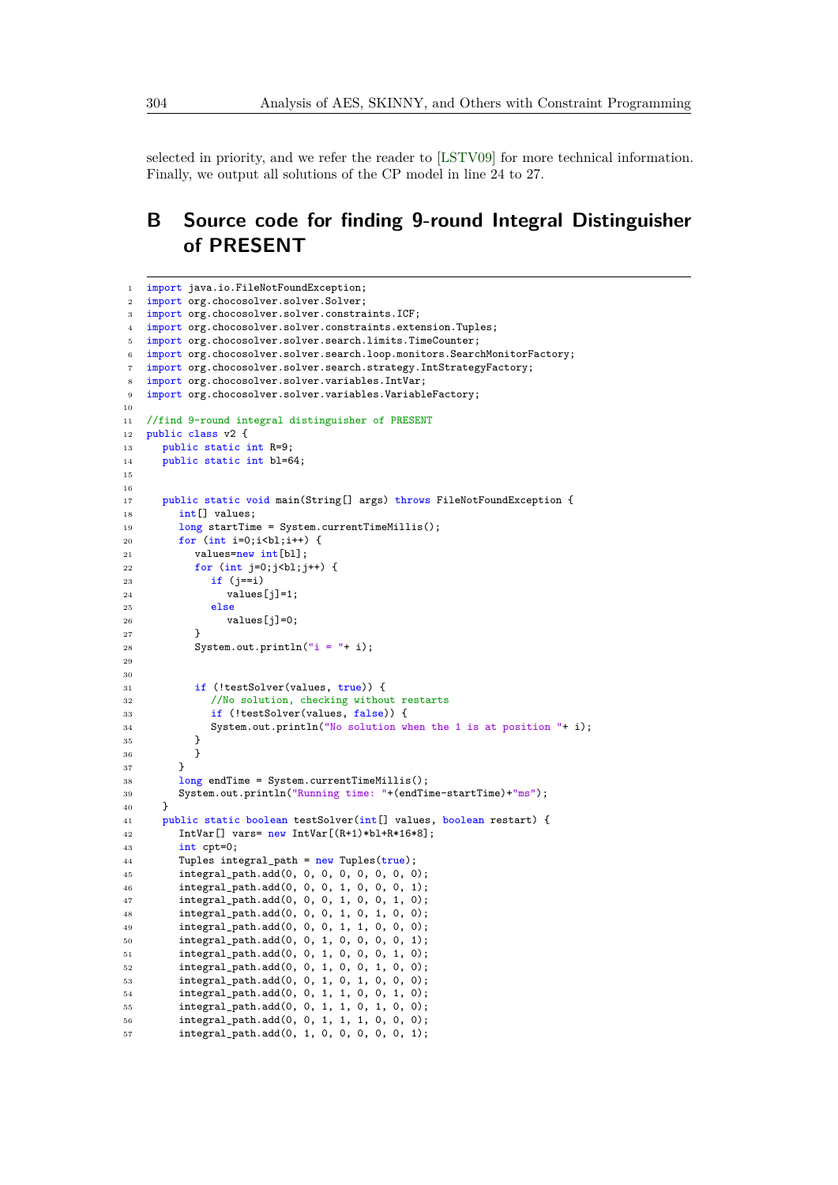selected in priority, and we refer the reader to [LSTV09] for more technical information. Finally, we output all solutions of the CP model in line 24 to 27.

# B Source code for finding 9-round Integral Distinguisher of PRESENT

```java
import java.io.FileNotFoundException;
import org.chocosolver.solver.Solver;
import org.chocosolver.solver.constraints.ICF;
import org.chocosolver.solver.constraints.extension.Tuples;
import org.chocosolver.solver.search.limits.TimeCounter;
import org.chocosolver.solver.search.loop.monitors.SearchMonitorFactory;
import org.chocosolver.solver.search.strategy.IntStrategyFactory;
import org.chocosolver.solver.variables.IntVar;
import org.chocosolver.solver.variables.VariableFactory;

//find 9-round integral distinguisher of PRESENT
public class v2 {
   public static int R=9;
   public static int bl=64;


   public static void main(String[] args) throws FileNotFoundException {
      int[] values;
      long startTime = System.currentTimeMillis();
      for (int i=0;i<bl;i++) {
         values=new int[bl];
         for (int j=0;j<bl;j++) {
            if (j==i)
               values[j]=1;
            else
               values[j]=0;
         }
         System.out.println("i = "+ i);


         if (!testSolver(values, true)) {
            //No solution, checking without restarts
            if (!testSolver(values, false)) {
            System.out.println("No solution when the 1 is at position "+ i);
         }
         }
      }
      long endTime = System.currentTimeMillis();
      System.out.println("Running time: "+(endTime-startTime)+"ms");
   }
   public static boolean testSolver(int[] values, boolean restart) {
      IntVar[] vars= new IntVar[(R+1)*bl+R*16*8];
      int cpt=0;
      Tuples integral_path = new Tuples(true);
      integral_path.add(0, 0, 0, 0, 0, 0, 0, 0);
      integral_path.add(0, 0, 0, 1, 0, 0, 0, 1);
      integral_path.add(0, 0, 0, 1, 0, 0, 1, 0);
      integral_path.add(0, 0, 0, 1, 0, 1, 0, 0);
      integral_path.add(0, 0, 0, 1, 1, 0, 0, 0);
      integral_path.add(0, 0, 1, 0, 0, 0, 0, 1);
      integral_path.add(0, 0, 1, 0, 0, 0, 1, 0);
      integral_path.add(0, 0, 1, 0, 0, 1, 0, 0);
      integral_path.add(0, 0, 1, 0, 1, 0, 0, 0);
      integral_path.add(0, 0, 1, 1, 0, 0, 1, 0);
      integral_path.add(0, 0, 1, 1, 0, 1, 0, 0);
      integral_path.add(0, 0, 1, 1, 1, 0, 0, 0);
      integral_path.add(0, 1, 0, 0, 0, 0, 0, 1);
```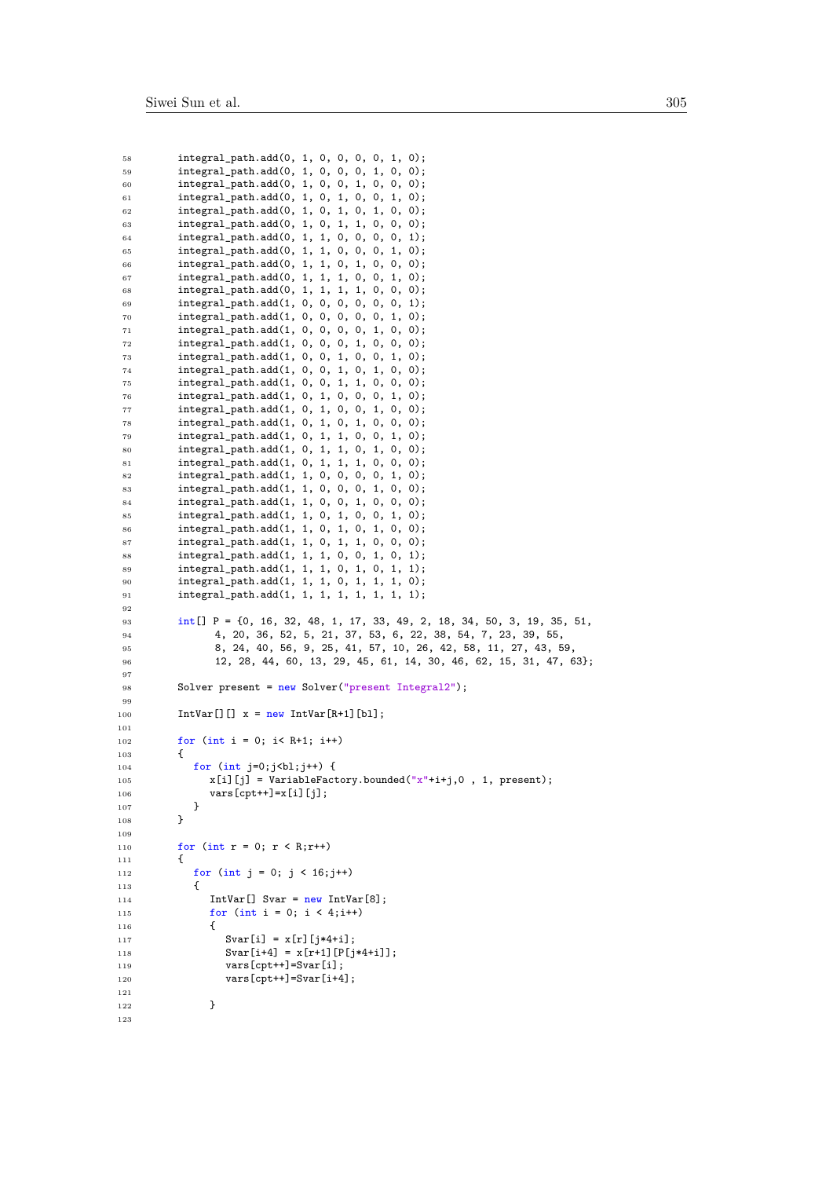```
58        integral_path.add(0, 1, 0, 0, 0, 0, 1, 0);
59        integral_path.add(0, 1, 0, 0, 0, 1, 0, 0);
60        integral_path.add(0, 1, 0, 0, 1, 0, 0, 0);
61        integral_path.add(0, 1, 0, 1, 0, 0, 1, 0);
62        integral_path.add(0, 1, 0, 1, 0, 1, 0, 0);
63        integral_path.add(0, 1, 0, 1, 1, 0, 0, 0);
64        integral_path.add(0, 1, 1, 0, 0, 0, 0, 1);
65        integral_path.add(0, 1, 1, 0, 0, 0, 1, 0);
66        integral_path.add(0, 1, 1, 0, 1, 0, 0, 0);
67        integral_path.add(0, 1, 1, 1, 0, 0, 1, 0);
68        integral_path.add(0, 1, 1, 1, 1, 0, 0, 0);
69        integral_path.add(1, 0, 0, 0, 0, 0, 0, 1);
70        integral_path.add(1, 0, 0, 0, 0, 0, 1, 0);
71        integral_path.add(1, 0, 0, 0, 0, 1, 0, 0);
72        integral_path.add(1, 0, 0, 0, 1, 0, 0, 0);
73        integral_path.add(1, 0, 0, 1, 0, 0, 1, 0);
74        integral_path.add(1, 0, 0, 1, 0, 1, 0, 0);
75        integral_path.add(1, 0, 0, 1, 1, 0, 0, 0);
76        integral_path.add(1, 0, 1, 0, 0, 0, 1, 0);
77        integral_path.add(1, 0, 1, 0, 0, 1, 0, 0);
78        integral_path.add(1, 0, 1, 0, 1, 0, 0, 0);
79        integral_path.add(1, 0, 1, 1, 0, 0, 1, 0);
80        integral_path.add(1, 0, 1, 1, 0, 1, 0, 0);
81        integral_path.add(1, 0, 1, 1, 1, 0, 0, 0);
82        integral_path.add(1, 1, 0, 0, 0, 0, 1, 0);
83        integral_path.add(1, 1, 0, 0, 0, 1, 0, 0);
84        integral_path.add(1, 1, 0, 0, 1, 0, 0, 0);
85        integral_path.add(1, 1, 0, 1, 0, 0, 1, 0);
86        integral_path.add(1, 1, 0, 1, 0, 1, 0, 0);
87        integral_path.add(1, 1, 0, 1, 1, 0, 0, 0);
88        integral_path.add(1, 1, 1, 0, 0, 1, 0, 1);
89        integral_path.add(1, 1, 1, 0, 1, 0, 1, 1);
90        integral_path.add(1, 1, 1, 0, 1, 1, 1, 0);
91        integral_path.add(1, 1, 1, 1, 1, 1, 1, 1);
92
93        int[] P = {0, 16, 32, 48, 1, 17, 33, 49, 2, 18, 34, 50, 3, 19, 35, 51,
94             4, 20, 36, 52, 5, 21, 37, 53, 6, 22, 38, 54, 7, 23, 39, 55,
95             8, 24, 40, 56, 9, 25, 41, 57, 10, 26, 42, 58, 11, 27, 43, 59,
96             12, 28, 44, 60, 13, 29, 45, 61, 14, 30, 46, 62, 15, 31, 47, 63};
97
98        Solver present = new Solver("present Integral2");
99
100       IntVar[][] x = new IntVar[R+1][bl];
101
102       for (int i = 0; i< R+1; i++)
103       {
104          for (int j=0;j<bl;j++) {
105             x[i][j] = VariableFactory.bounded("x"+i+j,0 , 1, present);
106             vars[cpt++]=x[i][j];
107          }
108       }
109
110       for (int r = 0; r < R;r++)
111       {
112          for (int j = 0; j < 16;j++)
113          {
114             IntVar[] Svar = new IntVar[8];
115             for (int i = 0; i < 4;i++)
116             {
117                Svar[i] = x[r][j*4+i];
118                Svar[i+4] = x[r+1][P[j*4+i]];
119                vars[cpt++]=Svar[i];
120                vars[cpt++]=Svar[i+4];
121
122             }
123
```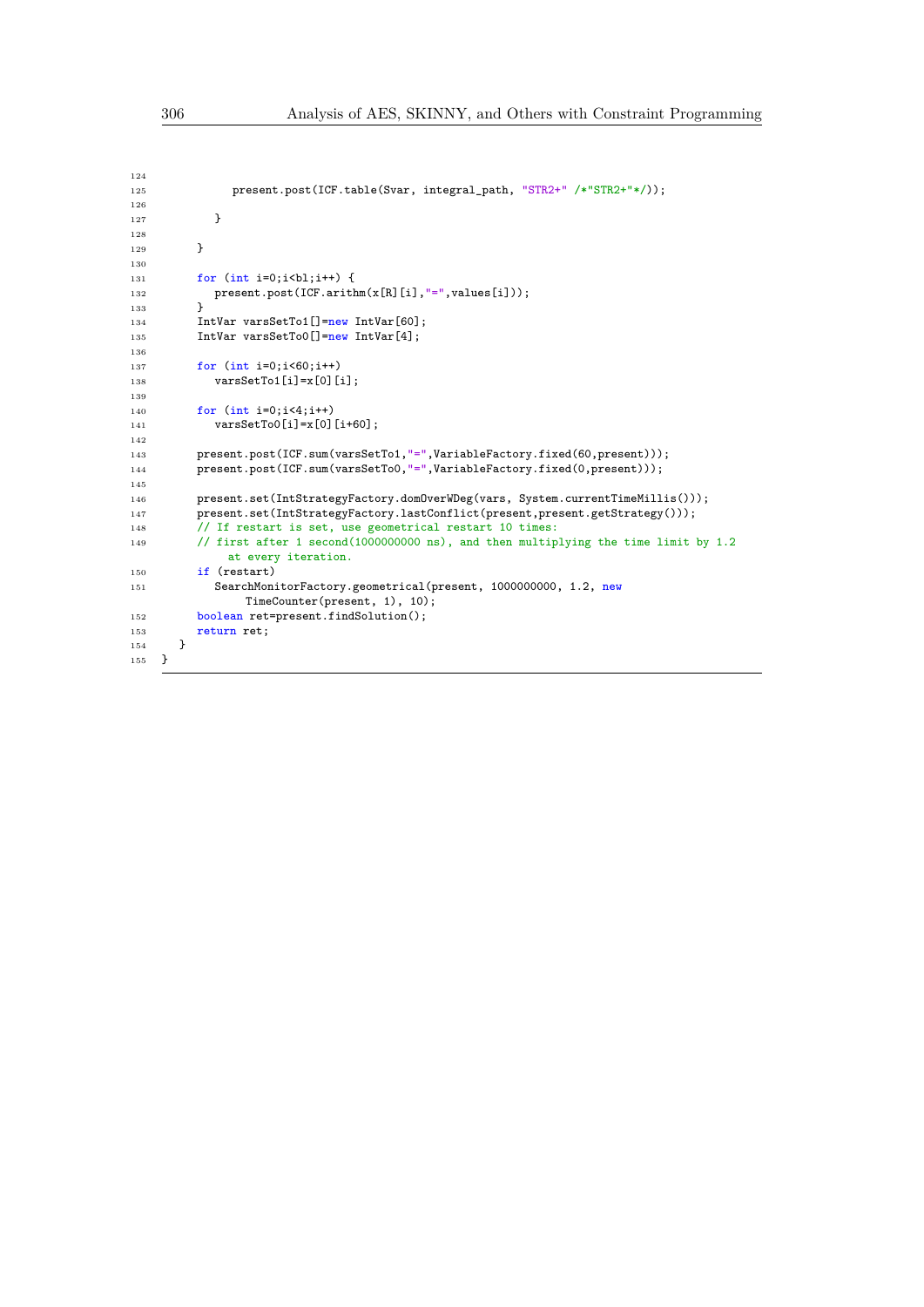```
            present.post(ICF.table(Svar, integral_path, "STR2+" /*"STR2+"*/));

         }

      }

      for (int i=0;i<bl;i++) {
         present.post(ICF.arithm(x[R][i],"=",values[i]));
      }
      IntVar varsSetTo1[]=new IntVar[60];
      IntVar varsSetTo0[]=new IntVar[4];

      for (int i=0;i<60;i++)
         varsSetTo1[i]=x[0][i];

      for (int i=0;i<4;i++)
         varsSetTo0[i]=x[0][i+60];

      present.post(ICF.sum(varsSetTo1,"=",VariableFactory.fixed(60,present)));
      present.post(ICF.sum(varsSetTo0,"=",VariableFactory.fixed(0,present)));

      present.set(IntStrategyFactory.domOverWDeg(vars, System.currentTimeMillis()));
      present.set(IntStrategyFactory.lastConflict(present,present.getStrategy()));
      // If restart is set, use geometrical restart 10 times:
      // first after 1 second(1000000000 ns), and then multiplying the time limit by 1.2
           at every iteration.
      if (restart)
         SearchMonitorFactory.geometrical(present, 1000000000, 1.2, new
              TimeCounter(present, 1), 10);
      boolean ret=present.findSolution();
      return ret;
   }
}
```